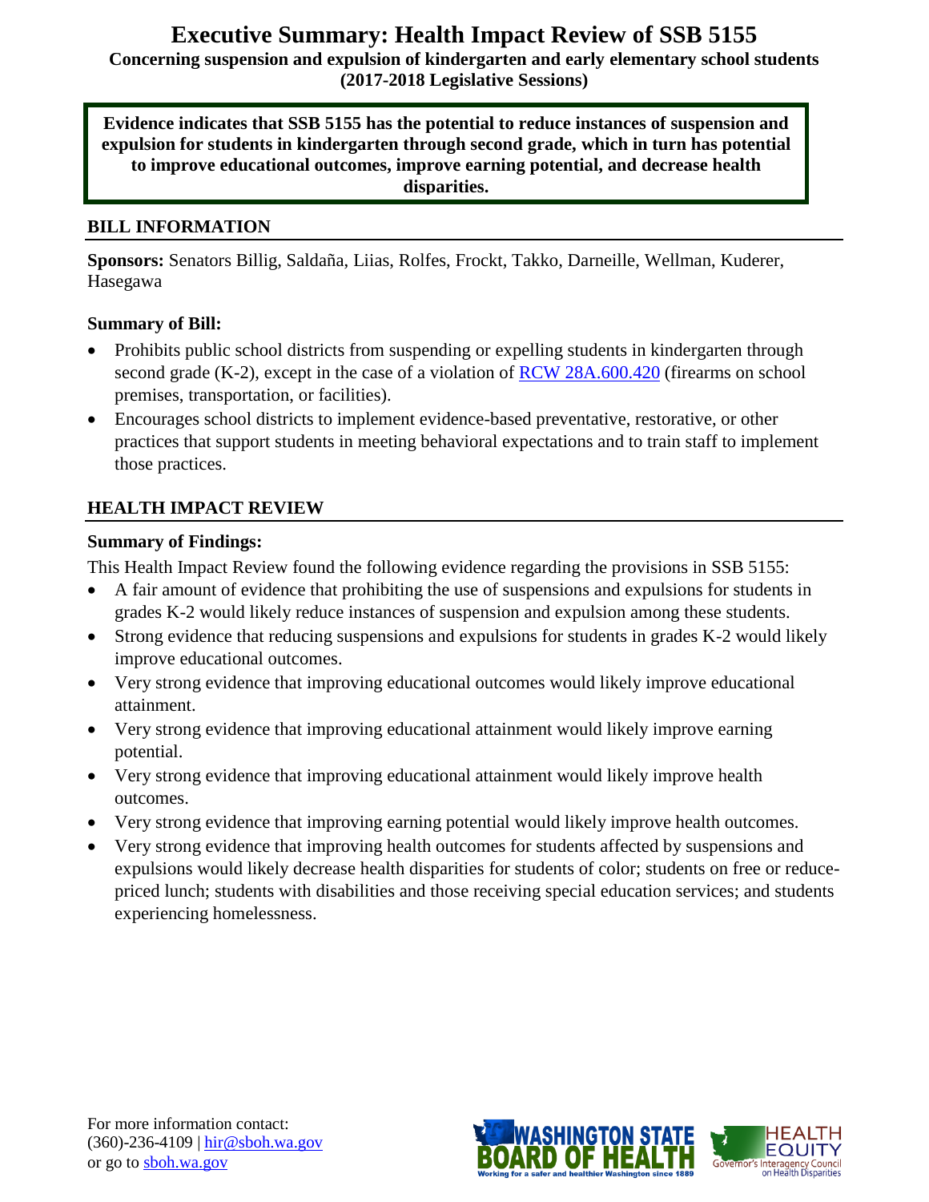# Executive Summary: Health Impact Review of SSB 5155

**Concerning suspension and expulsion of kindergarten and early elementary school students (2017-2018 Legislative Sessions)**

**Evidence indicates that SSB 5155 has the potential to reduce instances of suspension and expulsion for students in kindergarten through second grade, which in turn has potential to improve educational outcomes, improve earning potential, and decrease health disparities.**

## BILL INFORMATION

**Sponsors:** Senators Billig, Saldaña, Liias, Rolfes, Frockt, Takko, Darneille, Wellman, Kuderer, Hasegawa

**Summary of Bill:**

- Prohibits public school districts from suspending or expelling students in kindergarten through second grade (K-2), except in the case of a violation of RCW 28A.600.420 (firearms on school premises, transportation, or facilities).
- Encourages school districts to implement evidence-based preventative, restorative, or other practices that support students in meeting behavioral expectations and to train staff to implement those practices.

## HEALTH IMPACT REVIEW

**Summary of Findings:**

This Health Impact Review found the following evidence regarding the provisions in SSB 5155:

- A fair amount of evidence that prohibiting the use of suspensions and expulsions for students in grades K-2 would likely reduce instances of suspension and expulsion among these students.
- Strong evidence that reducing suspensions and expulsions for students in grades K-2 would likely improve educational outcomes.
- Very strong evidence that improving educational outcomes would likely improve educational attainment.
- Very strong evidence that improving educational attainment would likely improve earning potential.
- Very strong evidence that improving educational attainment would likely improve health outcomes.
- Very strong evidence that improving earning potential would likely improve health outcomes.
- Very strong evidence that improving health outcomes for students affected by suspensions and expulsions would likely decrease health disparities for students of color; students on free or reduce-priced lunch; students with disabilities and those receiving special education services; and students experiencing homelessness.

For more information contact:
(360)-236-4109 | hir@sboh.wa.gov
or go to sboh.wa.gov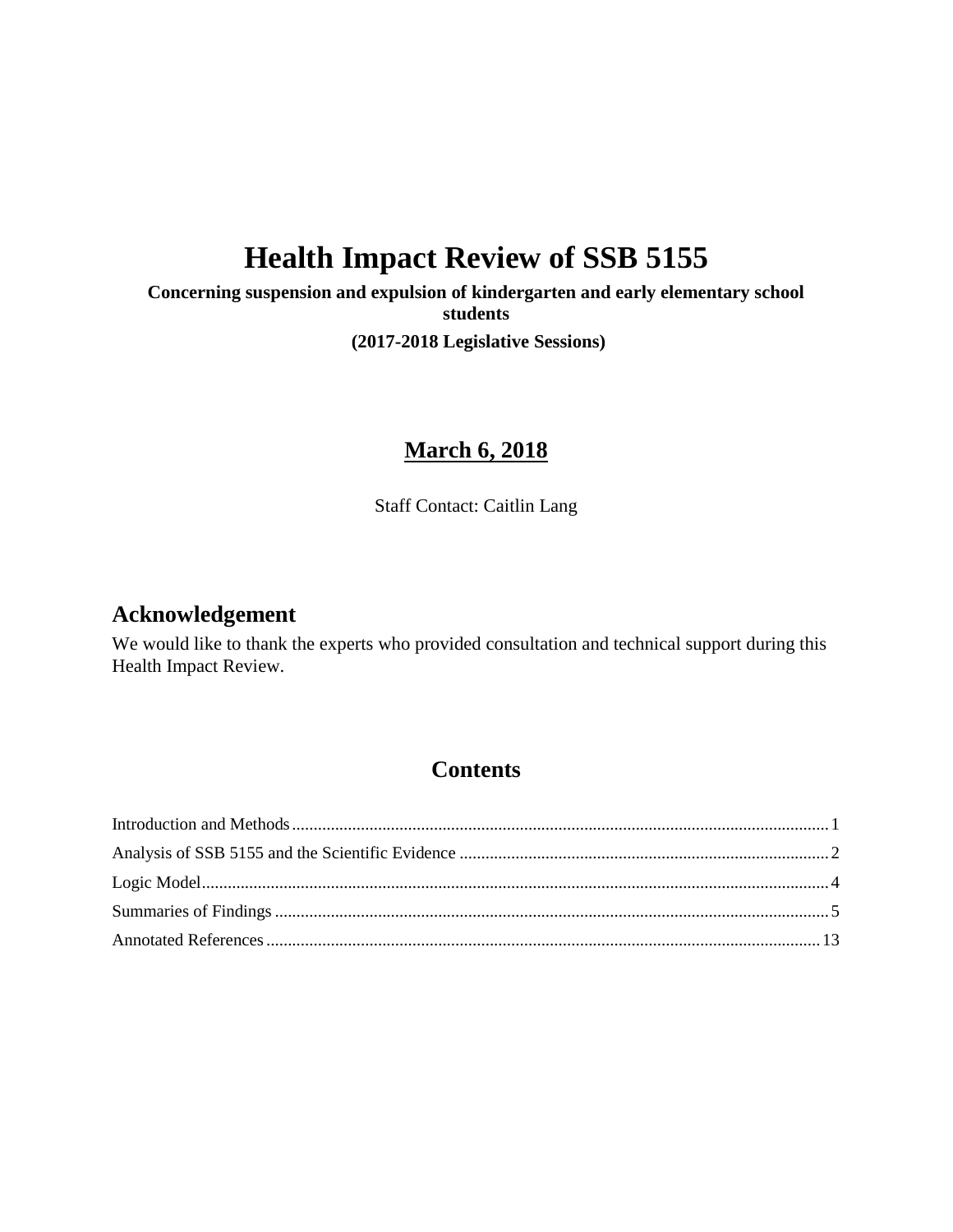# Health Impact Review of SSB 5155

**Concerning suspension and expulsion of kindergarten and early elementary school students**

**(2017-2018 Legislative Sessions)**

**March 6, 2018**

Staff Contact: Caitlin Lang

## Acknowledgement

We would like to thank the experts who provided consultation and technical support during this Health Impact Review.

## Contents

Introduction and Methods ........ 1
Analysis of SSB 5155 and the Scientific Evidence ........ 2
Logic Model ........ 4
Summaries of Findings ........ 5
Annotated References ........ 13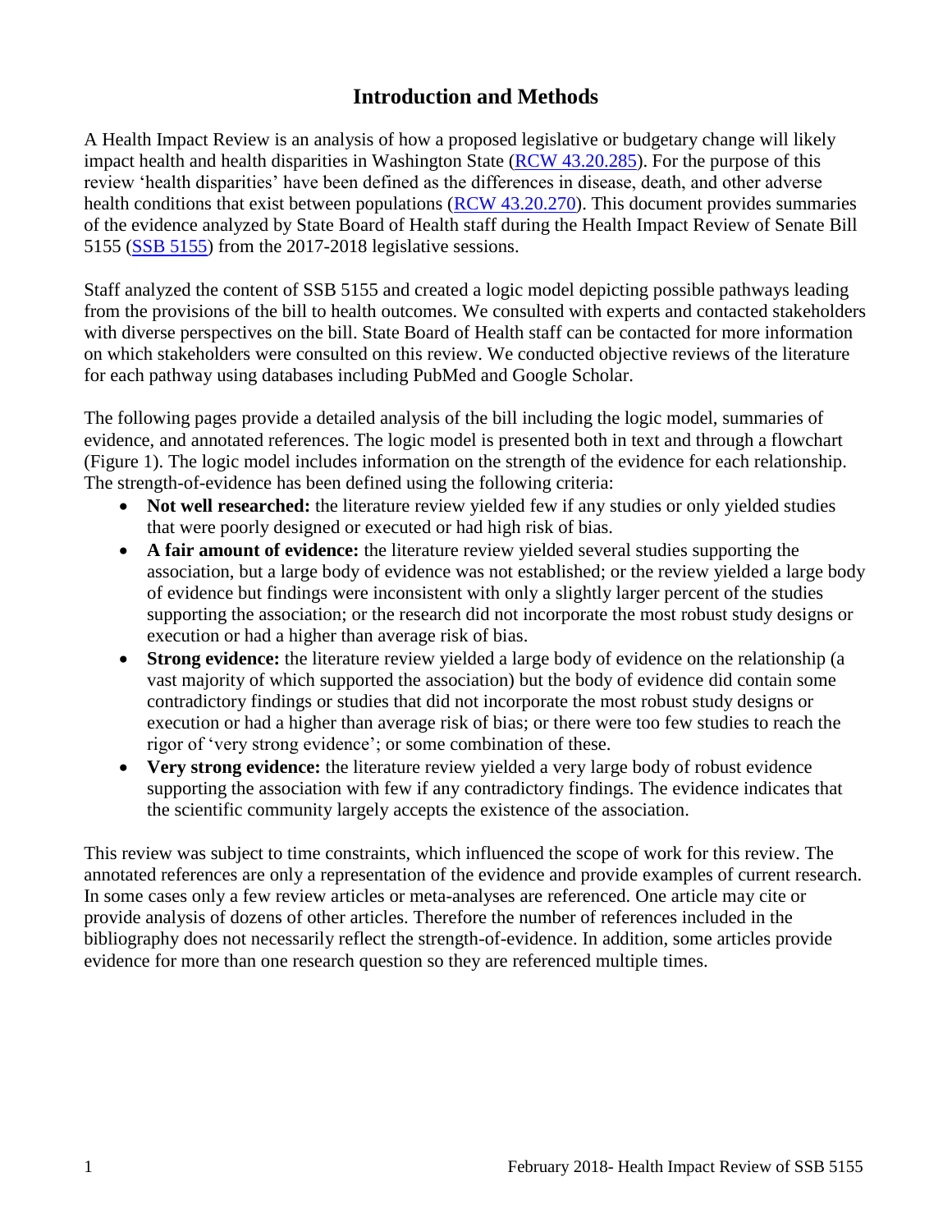## Introduction and Methods

A Health Impact Review is an analysis of how a proposed legislative or budgetary change will likely impact health and health disparities in Washington State ([RCW 43.20.285]()). For the purpose of this review 'health disparities' have been defined as the differences in disease, death, and other adverse health conditions that exist between populations ([RCW 43.20.270]()). This document provides summaries of the evidence analyzed by State Board of Health staff during the Health Impact Review of Senate Bill 5155 ([SSB 5155]()) from the 2017-2018 legislative sessions.

Staff analyzed the content of SSB 5155 and created a logic model depicting possible pathways leading from the provisions of the bill to health outcomes. We consulted with experts and contacted stakeholders with diverse perspectives on the bill. State Board of Health staff can be contacted for more information on which stakeholders were consulted on this review. We conducted objective reviews of the literature for each pathway using databases including PubMed and Google Scholar.

The following pages provide a detailed analysis of the bill including the logic model, summaries of evidence, and annotated references. The logic model is presented both in text and through a flowchart (Figure 1). The logic model includes information on the strength of the evidence for each relationship. The strength-of-evidence has been defined using the following criteria:

- **Not well researched:** the literature review yielded few if any studies or only yielded studies that were poorly designed or executed or had high risk of bias.
- **A fair amount of evidence:** the literature review yielded several studies supporting the association, but a large body of evidence was not established; or the review yielded a large body of evidence but findings were inconsistent with only a slightly larger percent of the studies supporting the association; or the research did not incorporate the most robust study designs or execution or had a higher than average risk of bias.
- **Strong evidence:** the literature review yielded a large body of evidence on the relationship (a vast majority of which supported the association) but the body of evidence did contain some contradictory findings or studies that did not incorporate the most robust study designs or execution or had a higher than average risk of bias; or there were too few studies to reach the rigor of 'very strong evidence'; or some combination of these.
- **Very strong evidence:** the literature review yielded a very large body of robust evidence supporting the association with few if any contradictory findings. The evidence indicates that the scientific community largely accepts the existence of the association.

This review was subject to time constraints, which influenced the scope of work for this review. The annotated references are only a representation of the evidence and provide examples of current research. In some cases only a few review articles or meta-analyses are referenced. One article may cite or provide analysis of dozens of other articles. Therefore the number of references included in the bibliography does not necessarily reflect the strength-of-evidence. In addition, some articles provide evidence for more than one research question so they are referenced multiple times.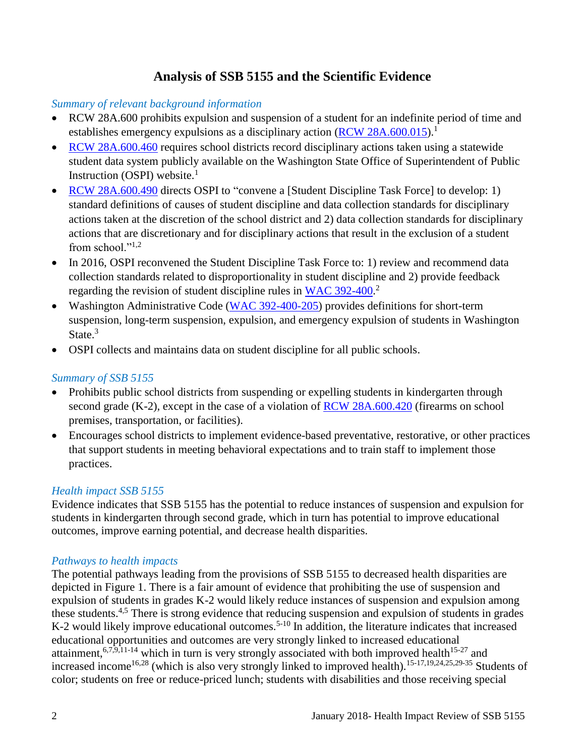## Analysis of SSB 5155 and the Scientific Evidence

*Summary of relevant background information*

- RCW 28A.600 prohibits expulsion and suspension of a student for an indefinite period of time and establishes emergency expulsions as a disciplinary action (RCW 28A.600.015).[1]
- RCW 28A.600.460 requires school districts record disciplinary actions taken using a statewide student data system publicly available on the Washington State Office of Superintendent of Public Instruction (OSPI) website.[1]
- RCW 28A.600.490 directs OSPI to "convene a [Student Discipline Task Force] to develop: 1) standard definitions of causes of student discipline and data collection standards for disciplinary actions taken at the discretion of the school district and 2) data collection standards for disciplinary actions that are discretionary and for disciplinary actions that result in the exclusion of a student from school."[1,2]
- In 2016, OSPI reconvened the Student Discipline Task Force to: 1) review and recommend data collection standards related to disproportionality in student discipline and 2) provide feedback regarding the revision of student discipline rules in WAC 392-400.[2]
- Washington Administrative Code (WAC 392-400-205) provides definitions for short-term suspension, long-term suspension, expulsion, and emergency expulsion of students in Washington State.[3]
- OSPI collects and maintains data on student discipline for all public schools.

*Summary of SSB 5155*

- Prohibits public school districts from suspending or expelling students in kindergarten through second grade (K-2), except in the case of a violation of RCW 28A.600.420 (firearms on school premises, transportation, or facilities).
- Encourages school districts to implement evidence-based preventative, restorative, or other practices that support students in meeting behavioral expectations and to train staff to implement those practices.

*Health impact SSB 5155*

Evidence indicates that SSB 5155 has the potential to reduce instances of suspension and expulsion for students in kindergarten through second grade, which in turn has potential to improve educational outcomes, improve earning potential, and decrease health disparities.

*Pathways to health impacts*

The potential pathways leading from the provisions of SSB 5155 to decreased health disparities are depicted in Figure 1. There is a fair amount of evidence that prohibiting the use of suspension and expulsion of students in grades K-2 would likely reduce instances of suspension and expulsion among these students.[4,5] There is strong evidence that reducing suspension and expulsion of students in grades K-2 would likely improve educational outcomes.[5-10] In addition, the literature indicates that increased educational opportunities and outcomes are very strongly linked to increased educational attainment,[6,7,9,11-14] which in turn is very strongly associated with both improved health[15-27] and increased income[16,28] (which is also very strongly linked to improved health).[15-17,19,24,25,29-35] Students of color; students on free or reduce-priced lunch; students with disabilities and those receiving special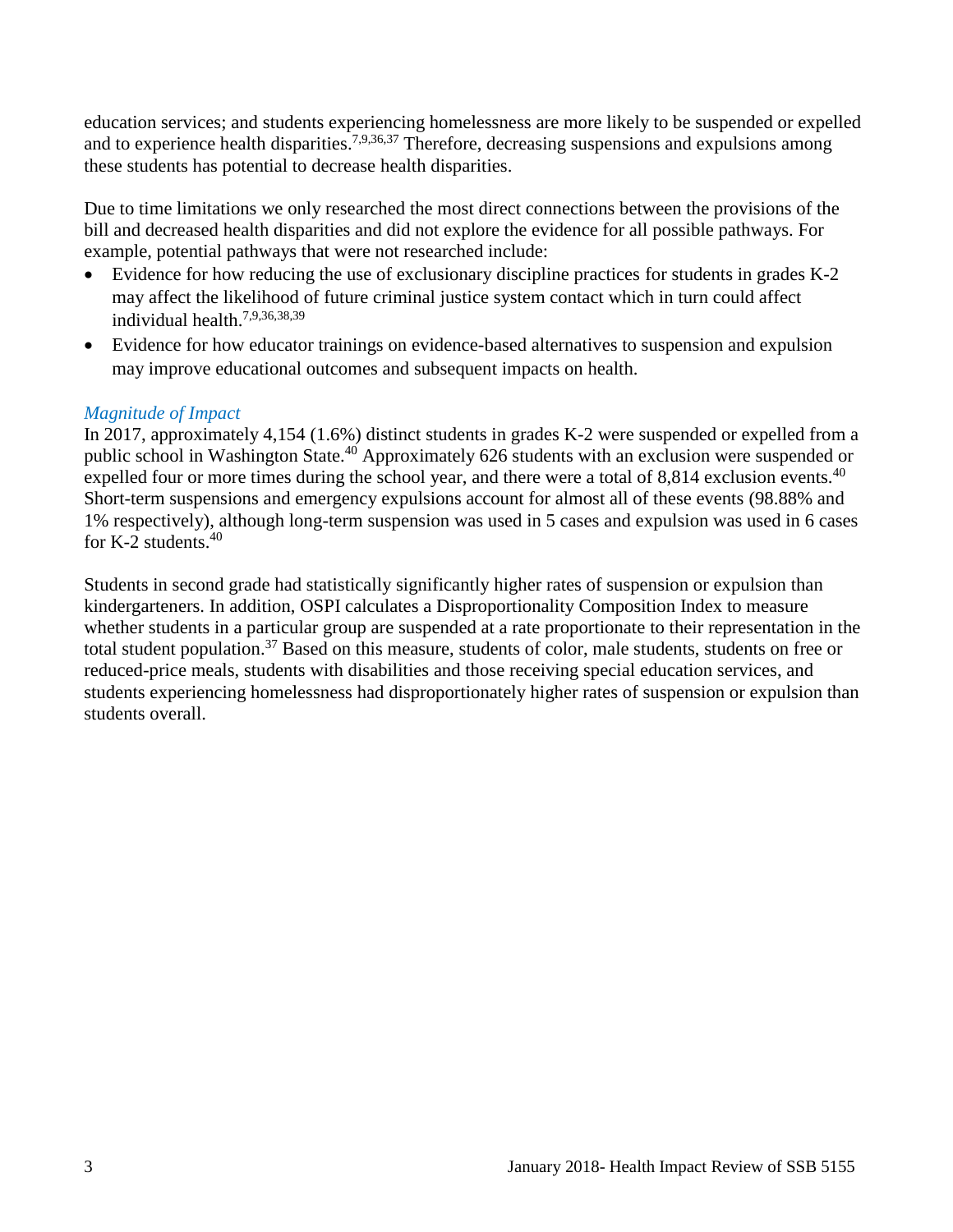education services; and students experiencing homelessness are more likely to be suspended or expelled and to experience health disparities.[7,9,36,37] Therefore, decreasing suspensions and expulsions among these students has potential to decrease health disparities.

Due to time limitations we only researched the most direct connections between the provisions of the bill and decreased health disparities and did not explore the evidence for all possible pathways. For example, potential pathways that were not researched include:

- Evidence for how reducing the use of exclusionary discipline practices for students in grades K-2 may affect the likelihood of future criminal justice system contact which in turn could affect individual health.[7,9,36,38,39]
- Evidence for how educator trainings on evidence-based alternatives to suspension and expulsion may improve educational outcomes and subsequent impacts on health.

### *Magnitude of Impact*

In 2017, approximately 4,154 (1.6%) distinct students in grades K-2 were suspended or expelled from a public school in Washington State.[40] Approximately 626 students with an exclusion were suspended or expelled four or more times during the school year, and there were a total of 8,814 exclusion events.[40] Short-term suspensions and emergency expulsions account for almost all of these events (98.88% and 1% respectively), although long-term suspension was used in 5 cases and expulsion was used in 6 cases for K-2 students.[40]

Students in second grade had statistically significantly higher rates of suspension or expulsion than kindergarteners. In addition, OSPI calculates a Disproportionality Composition Index to measure whether students in a particular group are suspended at a rate proportionate to their representation in the total student population.[37] Based on this measure, students of color, male students, students on free or reduced-price meals, students with disabilities and those receiving special education services, and students experiencing homelessness had disproportionately higher rates of suspension or expulsion than students overall.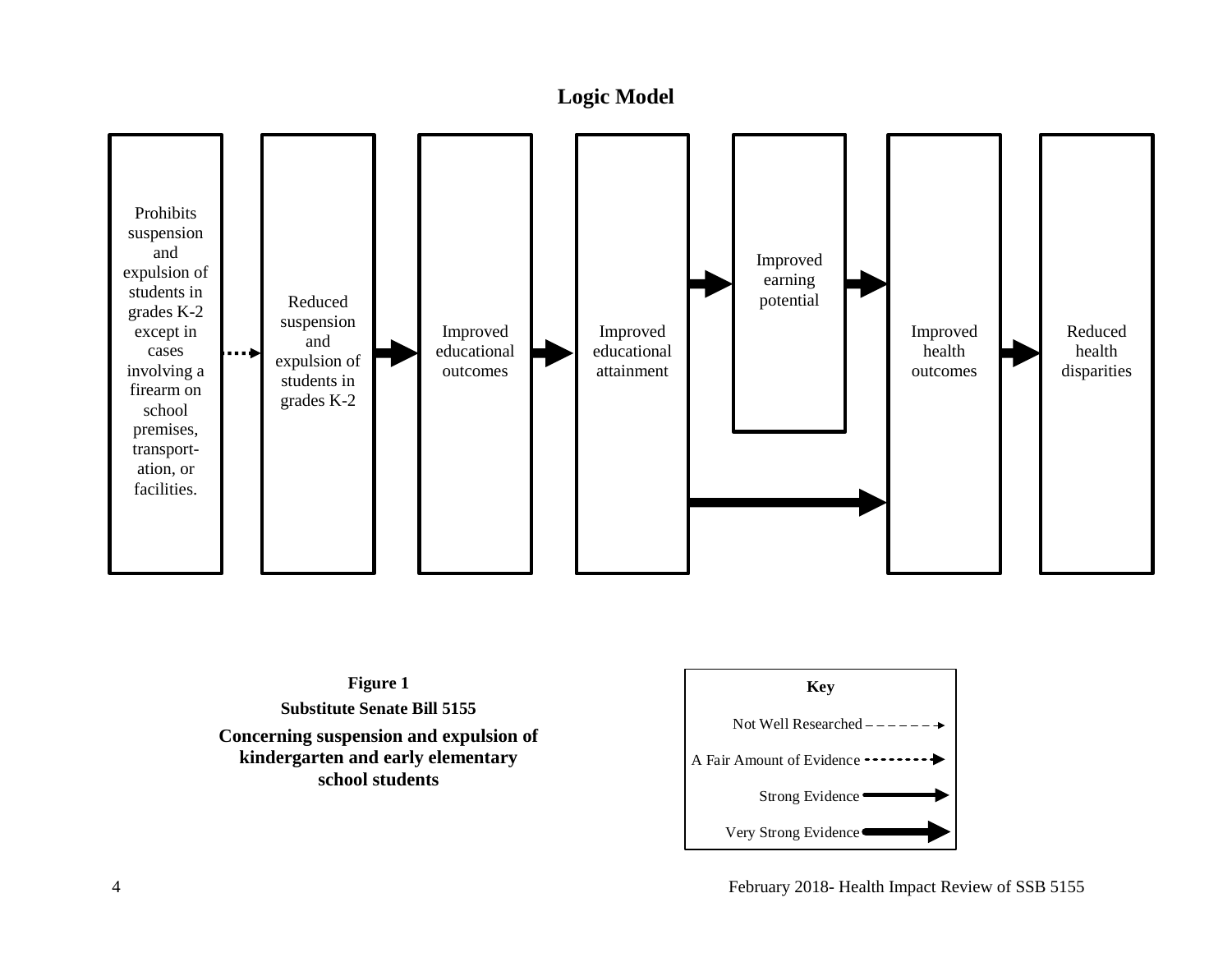## Logic Model

Prohibits suspension and expulsion of students in grades K-2 except in cases involving a firearm on school premises, transport-ation, or facilities.

Reduced suspension and expulsion of students in grades K-2

Improved educational outcomes

Improved educational attainment

Improved earning potential

Improved health outcomes

Reduced health disparities

**Figure 1**

**Substitute Senate Bill 5155**

**Concerning suspension and expulsion of kindergarten and early elementary school students**

**Key**

Not Well Researched

A Fair Amount of Evidence

Strong Evidence

Very Strong Evidence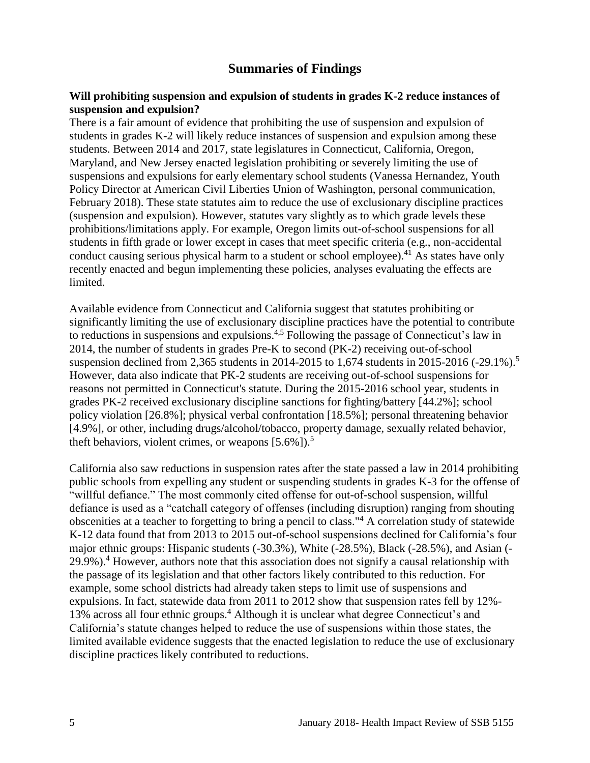# Summaries of Findings

**Will prohibiting suspension and expulsion of students in grades K-2 reduce instances of suspension and expulsion?**

There is a fair amount of evidence that prohibiting the use of suspension and expulsion of students in grades K-2 will likely reduce instances of suspension and expulsion among these students. Between 2014 and 2017, state legislatures in Connecticut, California, Oregon, Maryland, and New Jersey enacted legislation prohibiting or severely limiting the use of suspensions and expulsions for early elementary school students (Vanessa Hernandez, Youth Policy Director at American Civil Liberties Union of Washington, personal communication, February 2018). These state statutes aim to reduce the use of exclusionary discipline practices (suspension and expulsion). However, statutes vary slightly as to which grade levels these prohibitions/limitations apply. For example, Oregon limits out-of-school suspensions for all students in fifth grade or lower except in cases that meet specific criteria (e.g., non-accidental conduct causing serious physical harm to a student or school employee).[41] As states have only recently enacted and begun implementing these policies, analyses evaluating the effects are limited.

Available evidence from Connecticut and California suggest that statutes prohibiting or significantly limiting the use of exclusionary discipline practices have the potential to contribute to reductions in suspensions and expulsions.[4,5] Following the passage of Connecticut's law in 2014, the number of students in grades Pre-K to second (PK-2) receiving out-of-school suspension declined from 2,365 students in 2014-2015 to 1,674 students in 2015-2016 (-29.1%).[5] However, data also indicate that PK-2 students are receiving out-of-school suspensions for reasons not permitted in Connecticut's statute. During the 2015-2016 school year, students in grades PK-2 received exclusionary discipline sanctions for fighting/battery [44.2%]; school policy violation [26.8%]; physical verbal confrontation [18.5%]; personal threatening behavior [4.9%], or other, including drugs/alcohol/tobacco, property damage, sexually related behavior, theft behaviors, violent crimes, or weapons [5.6%]).[5]

California also saw reductions in suspension rates after the state passed a law in 2014 prohibiting public schools from expelling any student or suspending students in grades K-3 for the offense of "willful defiance." The most commonly cited offense for out-of-school suspension, willful defiance is used as a "catchall category of offenses (including disruption) ranging from shouting obscenities at a teacher to forgetting to bring a pencil to class."[4] A correlation study of statewide K-12 data found that from 2013 to 2015 out-of-school suspensions declined for California's four major ethnic groups: Hispanic students (-30.3%), White (-28.5%), Black (-28.5%), and Asian (-29.9%).[4] However, authors note that this association does not signify a causal relationship with the passage of its legislation and that other factors likely contributed to this reduction. For example, some school districts had already taken steps to limit use of suspensions and expulsions. In fact, statewide data from 2011 to 2012 show that suspension rates fell by 12%-13% across all four ethnic groups.[4] Although it is unclear what degree Connecticut's and California's statute changes helped to reduce the use of suspensions within those states, the limited available evidence suggests that the enacted legislation to reduce the use of exclusionary discipline practices likely contributed to reductions.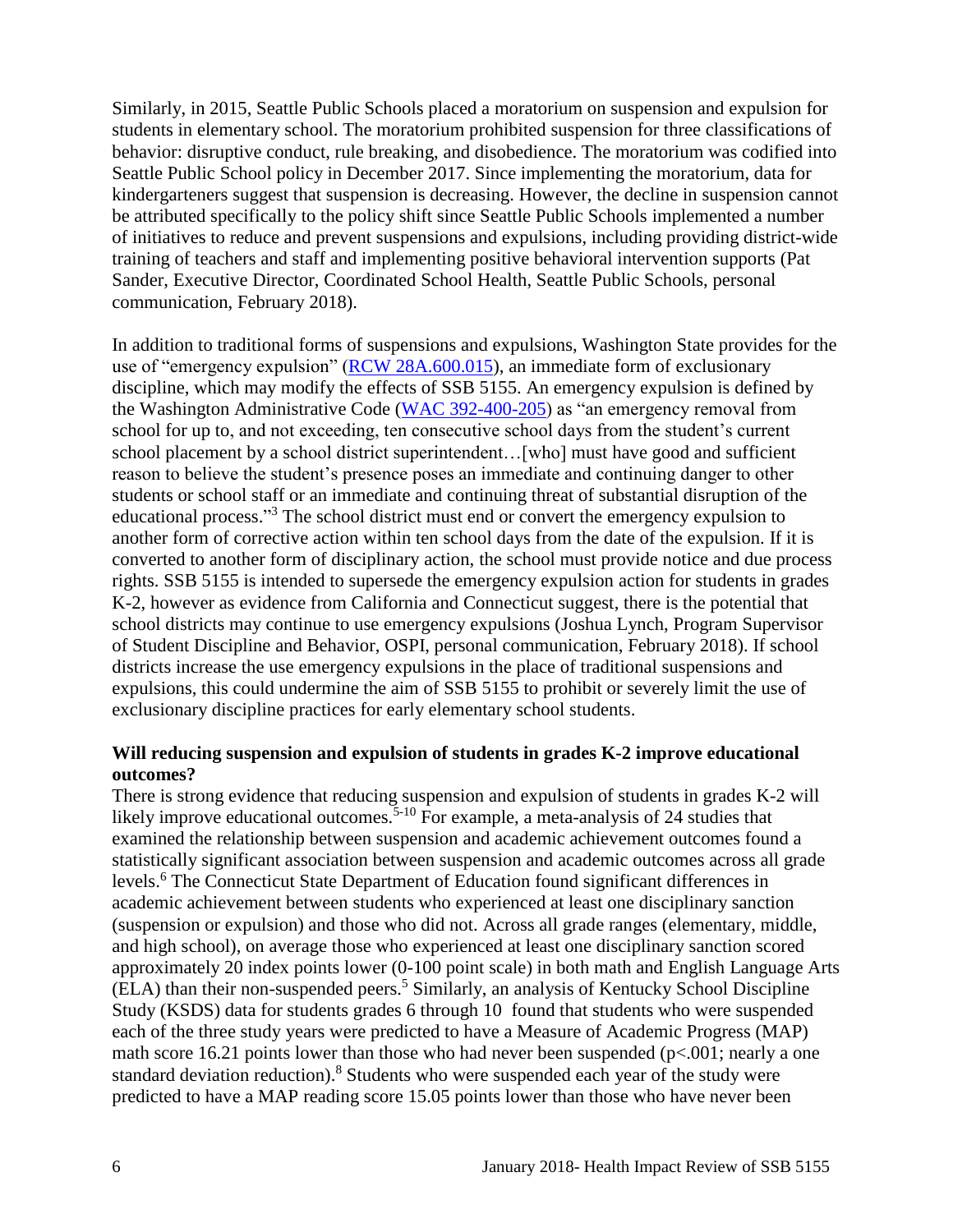Similarly, in 2015, Seattle Public Schools placed a moratorium on suspension and expulsion for students in elementary school. The moratorium prohibited suspension for three classifications of behavior: disruptive conduct, rule breaking, and disobedience. The moratorium was codified into Seattle Public School policy in December 2017. Since implementing the moratorium, data for kindergarteners suggest that suspension is decreasing. However, the decline in suspension cannot be attributed specifically to the policy shift since Seattle Public Schools implemented a number of initiatives to reduce and prevent suspensions and expulsions, including providing district-wide training of teachers and staff and implementing positive behavioral intervention supports (Pat Sander, Executive Director, Coordinated School Health, Seattle Public Schools, personal communication, February 2018).

In addition to traditional forms of suspensions and expulsions, Washington State provides for the use of "emergency expulsion" (RCW 28A.600.015), an immediate form of exclusionary discipline, which may modify the effects of SSB 5155. An emergency expulsion is defined by the Washington Administrative Code (WAC 392-400-205) as "an emergency removal from school for up to, and not exceeding, ten consecutive school days from the student's current school placement by a school district superintendent…[who] must have good and sufficient reason to believe the student's presence poses an immediate and continuing danger to other students or school staff or an immediate and continuing threat of substantial disruption of the educational process."[3] The school district must end or convert the emergency expulsion to another form of corrective action within ten school days from the date of the expulsion. If it is converted to another form of disciplinary action, the school must provide notice and due process rights. SSB 5155 is intended to supersede the emergency expulsion action for students in grades K-2, however as evidence from California and Connecticut suggest, there is the potential that school districts may continue to use emergency expulsions (Joshua Lynch, Program Supervisor of Student Discipline and Behavior, OSPI, personal communication, February 2018). If school districts increase the use emergency expulsions in the place of traditional suspensions and expulsions, this could undermine the aim of SSB 5155 to prohibit or severely limit the use of exclusionary discipline practices for early elementary school students.

**Will reducing suspension and expulsion of students in grades K-2 improve educational outcomes?**

There is strong evidence that reducing suspension and expulsion of students in grades K-2 will likely improve educational outcomes.[5-10] For example, a meta-analysis of 24 studies that examined the relationship between suspension and academic achievement outcomes found a statistically significant association between suspension and academic outcomes across all grade levels.[6] The Connecticut State Department of Education found significant differences in academic achievement between students who experienced at least one disciplinary sanction (suspension or expulsion) and those who did not. Across all grade ranges (elementary, middle, and high school), on average those who experienced at least one disciplinary sanction scored approximately 20 index points lower (0-100 point scale) in both math and English Language Arts (ELA) than their non-suspended peers.[5] Similarly, an analysis of Kentucky School Discipline Study (KSDS) data for students grades 6 through 10 found that students who were suspended each of the three study years were predicted to have a Measure of Academic Progress (MAP) math score 16.21 points lower than those who had never been suspended ($p<.001$; nearly a one standard deviation reduction).[8] Students who were suspended each year of the study were predicted to have a MAP reading score 15.05 points lower than those who have never been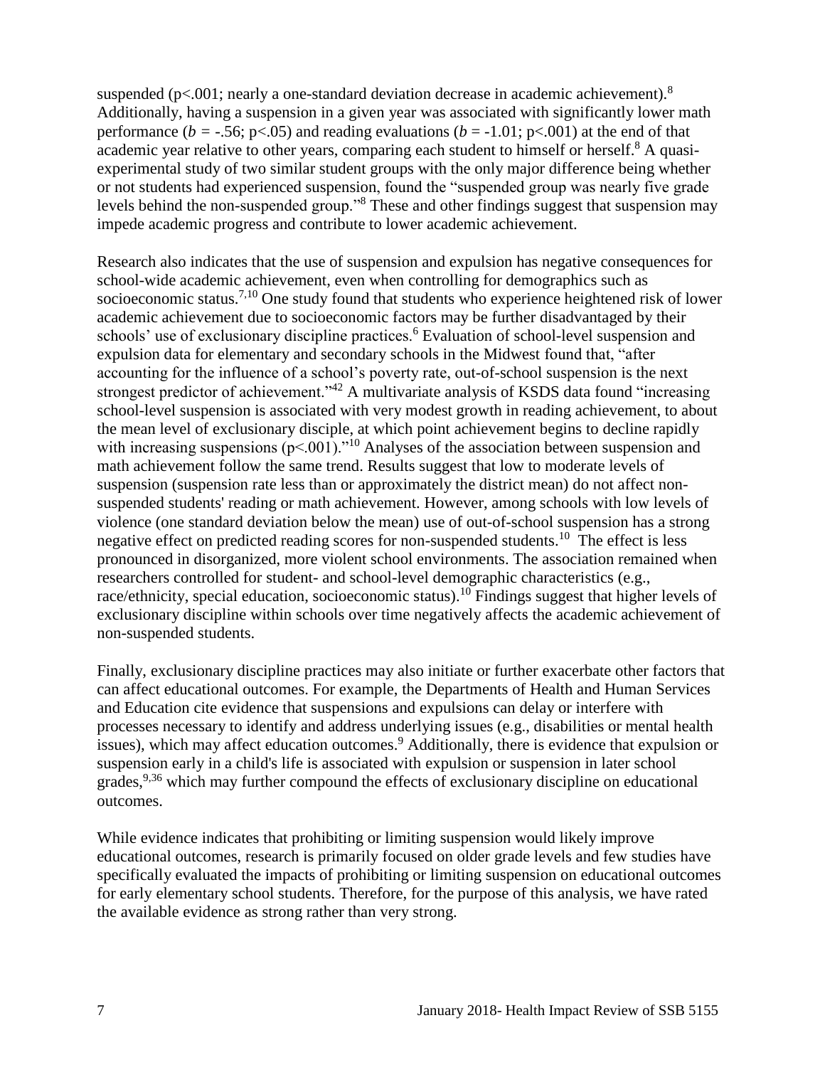suspended ($p<.001$; nearly a one-standard deviation decrease in academic achievement).[8] Additionally, having a suspension in a given year was associated with significantly lower math performance ($b = -.56$; $p<.05$) and reading evaluations ($b = -1.01$; $p<.001$) at the end of that academic year relative to other years, comparing each student to himself or herself.[8] A quasi-experimental study of two similar student groups with the only major difference being whether or not students had experienced suspension, found the "suspended group was nearly five grade levels behind the non-suspended group."[8] These and other findings suggest that suspension may impede academic progress and contribute to lower academic achievement.

Research also indicates that the use of suspension and expulsion has negative consequences for school-wide academic achievement, even when controlling for demographics such as socioeconomic status.[7,10] One study found that students who experience heightened risk of lower academic achievement due to socioeconomic factors may be further disadvantaged by their schools' use of exclusionary discipline practices.[6] Evaluation of school-level suspension and expulsion data for elementary and secondary schools in the Midwest found that, "after accounting for the influence of a school's poverty rate, out-of-school suspension is the next strongest predictor of achievement."[42] A multivariate analysis of KSDS data found "increasing school-level suspension is associated with very modest growth in reading achievement, to about the mean level of exclusionary disciple, at which point achievement begins to decline rapidly with increasing suspensions ($p<.001$)."[10] Analyses of the association between suspension and math achievement follow the same trend. Results suggest that low to moderate levels of suspension (suspension rate less than or approximately the district mean) do not affect non-suspended students' reading or math achievement. However, among schools with low levels of violence (one standard deviation below the mean) use of out-of-school suspension has a strong negative effect on predicted reading scores for non-suspended students.[10] The effect is less pronounced in disorganized, more violent school environments. The association remained when researchers controlled for student- and school-level demographic characteristics (e.g., race/ethnicity, special education, socioeconomic status).[10] Findings suggest that higher levels of exclusionary discipline within schools over time negatively affects the academic achievement of non-suspended students.

Finally, exclusionary discipline practices may also initiate or further exacerbate other factors that can affect educational outcomes. For example, the Departments of Health and Human Services and Education cite evidence that suspensions and expulsions can delay or interfere with processes necessary to identify and address underlying issues (e.g., disabilities or mental health issues), which may affect education outcomes.[9] Additionally, there is evidence that expulsion or suspension early in a child's life is associated with expulsion or suspension in later school grades,[9,36] which may further compound the effects of exclusionary discipline on educational outcomes.

While evidence indicates that prohibiting or limiting suspension would likely improve educational outcomes, research is primarily focused on older grade levels and few studies have specifically evaluated the impacts of prohibiting or limiting suspension on educational outcomes for early elementary school students. Therefore, for the purpose of this analysis, we have rated the available evidence as strong rather than very strong.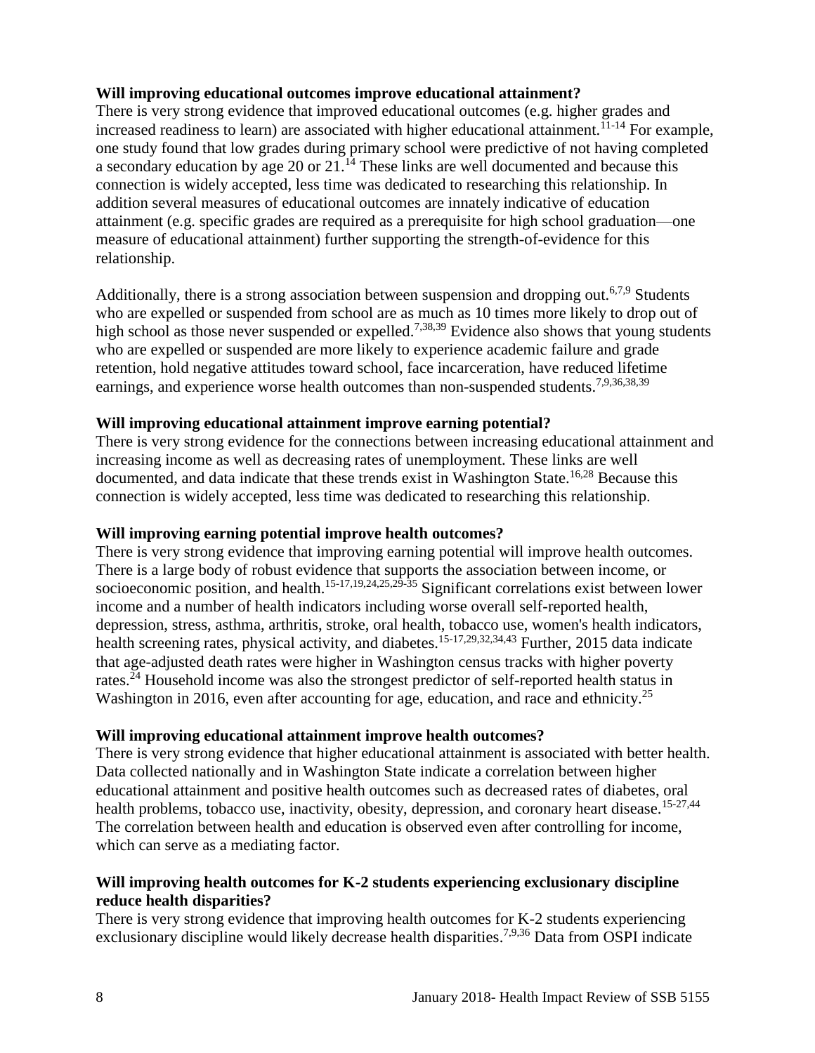**Will improving educational outcomes improve educational attainment?**

There is very strong evidence that improved educational outcomes (e.g. higher grades and increased readiness to learn) are associated with higher educational attainment.[11-14] For example, one study found that low grades during primary school were predictive of not having completed a secondary education by age 20 or 21.[14] These links are well documented and because this connection is widely accepted, less time was dedicated to researching this relationship. In addition several measures of educational outcomes are innately indicative of education attainment (e.g. specific grades are required as a prerequisite for high school graduation—one measure of educational attainment) further supporting the strength-of-evidence for this relationship.

Additionally, there is a strong association between suspension and dropping out.[6,7,9] Students who are expelled or suspended from school are as much as 10 times more likely to drop out of high school as those never suspended or expelled.[7,38,39] Evidence also shows that young students who are expelled or suspended are more likely to experience academic failure and grade retention, hold negative attitudes toward school, face incarceration, have reduced lifetime earnings, and experience worse health outcomes than non-suspended students.[7,9,36,38,39]

**Will improving educational attainment improve earning potential?**

There is very strong evidence for the connections between increasing educational attainment and increasing income as well as decreasing rates of unemployment. These links are well documented, and data indicate that these trends exist in Washington State.[16,28] Because this connection is widely accepted, less time was dedicated to researching this relationship.

**Will improving earning potential improve health outcomes?**

There is very strong evidence that improving earning potential will improve health outcomes. There is a large body of robust evidence that supports the association between income, or socioeconomic position, and health.[15-17,19,24,25,29-35] Significant correlations exist between lower income and a number of health indicators including worse overall self-reported health, depression, stress, asthma, arthritis, stroke, oral health, tobacco use, women's health indicators, health screening rates, physical activity, and diabetes.[15-17,29,32,34,43] Further, 2015 data indicate that age-adjusted death rates were higher in Washington census tracks with higher poverty rates.[24] Household income was also the strongest predictor of self-reported health status in Washington in 2016, even after accounting for age, education, and race and ethnicity.[25]

**Will improving educational attainment improve health outcomes?**

There is very strong evidence that higher educational attainment is associated with better health. Data collected nationally and in Washington State indicate a correlation between higher educational attainment and positive health outcomes such as decreased rates of diabetes, oral health problems, tobacco use, inactivity, obesity, depression, and coronary heart disease.[15-27,44] The correlation between health and education is observed even after controlling for income, which can serve as a mediating factor.

**Will improving health outcomes for K-2 students experiencing exclusionary discipline reduce health disparities?**

There is very strong evidence that improving health outcomes for K-2 students experiencing exclusionary discipline would likely decrease health disparities.[7,9,36] Data from OSPI indicate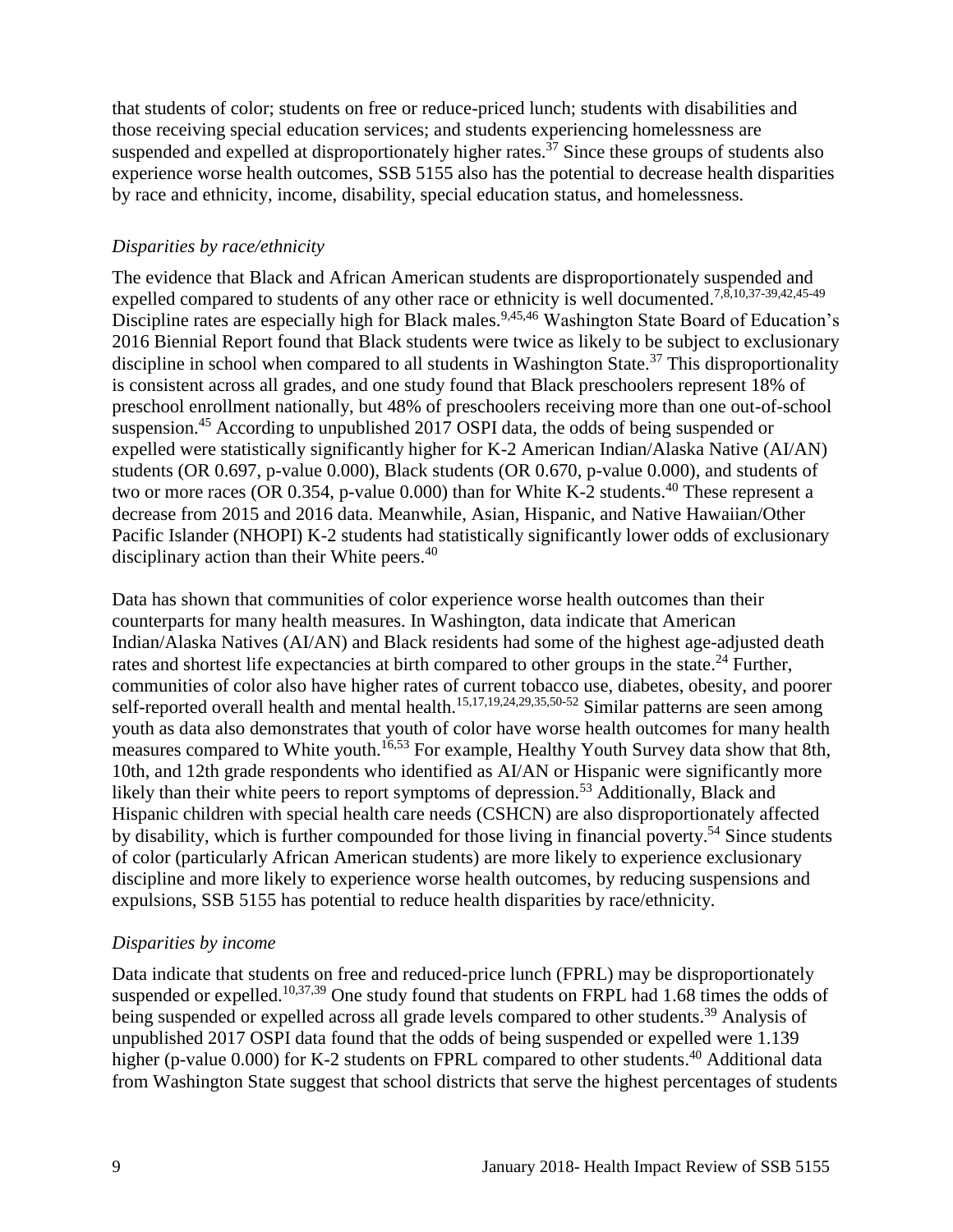that students of color; students on free or reduce-priced lunch; students with disabilities and those receiving special education services; and students experiencing homelessness are suspended and expelled at disproportionately higher rates.[37] Since these groups of students also experience worse health outcomes, SSB 5155 also has the potential to decrease health disparities by race and ethnicity, income, disability, special education status, and homelessness.

*Disparities by race/ethnicity*

The evidence that Black and African American students are disproportionately suspended and expelled compared to students of any other race or ethnicity is well documented.[7,8,10,37-39,42,45-49] Discipline rates are especially high for Black males.[9,45,46] Washington State Board of Education's 2016 Biennial Report found that Black students were twice as likely to be subject to exclusionary discipline in school when compared to all students in Washington State.[37] This disproportionality is consistent across all grades, and one study found that Black preschoolers represent 18% of preschool enrollment nationally, but 48% of preschoolers receiving more than one out-of-school suspension.[45] According to unpublished 2017 OSPI data, the odds of being suspended or expelled were statistically significantly higher for K-2 American Indian/Alaska Native (AI/AN) students (OR 0.697, p-value 0.000), Black students (OR 0.670, p-value 0.000), and students of two or more races (OR 0.354, p-value 0.000) than for White K-2 students.[40] These represent a decrease from 2015 and 2016 data. Meanwhile, Asian, Hispanic, and Native Hawaiian/Other Pacific Islander (NHOPI) K-2 students had statistically significantly lower odds of exclusionary disciplinary action than their White peers.[40]

Data has shown that communities of color experience worse health outcomes than their counterparts for many health measures. In Washington, data indicate that American Indian/Alaska Natives (AI/AN) and Black residents had some of the highest age-adjusted death rates and shortest life expectancies at birth compared to other groups in the state.[24] Further, communities of color also have higher rates of current tobacco use, diabetes, obesity, and poorer self-reported overall health and mental health.[15,17,19,24,29,35,50-52] Similar patterns are seen among youth as data also demonstrates that youth of color have worse health outcomes for many health measures compared to White youth.[16,53] For example, Healthy Youth Survey data show that 8th, 10th, and 12th grade respondents who identified as AI/AN or Hispanic were significantly more likely than their white peers to report symptoms of depression.[53] Additionally, Black and Hispanic children with special health care needs (CSHCN) are also disproportionately affected by disability, which is further compounded for those living in financial poverty.[54] Since students of color (particularly African American students) are more likely to experience exclusionary discipline and more likely to experience worse health outcomes, by reducing suspensions and expulsions, SSB 5155 has potential to reduce health disparities by race/ethnicity.

*Disparities by income*

Data indicate that students on free and reduced-price lunch (FPRL) may be disproportionately suspended or expelled.[10,37,39] One study found that students on FRPL had 1.68 times the odds of being suspended or expelled across all grade levels compared to other students.[39] Analysis of unpublished 2017 OSPI data found that the odds of being suspended or expelled were 1.139 higher (p-value 0.000) for K-2 students on FPRL compared to other students.[40] Additional data from Washington State suggest that school districts that serve the highest percentages of students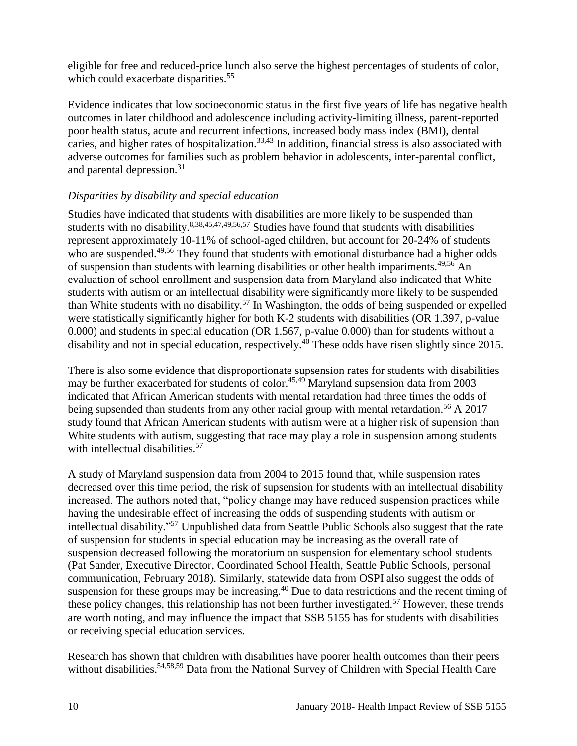eligible for free and reduced-price lunch also serve the highest percentages of students of color, which could exacerbate disparities.[55]

Evidence indicates that low socioeconomic status in the first five years of life has negative health outcomes in later childhood and adolescence including activity-limiting illness, parent-reported poor health status, acute and recurrent infections, increased body mass index (BMI), dental caries, and higher rates of hospitalization.[33,43] In addition, financial stress is also associated with adverse outcomes for families such as problem behavior in adolescents, inter-parental conflict, and parental depression.[31]

*Disparities by disability and special education*

Studies have indicated that students with disabilities are more likely to be suspended than students with no disability.[8,38,45,47,49,56,57] Studies have found that students with disabilities represent approximately 10-11% of school-aged children, but account for 20-24% of students who are suspended.[49,56] They found that students with emotional disturbance had a higher odds of suspension than students with learning disabilities or other health impariments.[49,56] An evaluation of school enrollment and suspension data from Maryland also indicated that White students with autism or an intellectual disability were significantly more likely to be suspended than White students with no disability.[57] In Washington, the odds of being suspended or expelled were statistically significantly higher for both K-2 students with disabilities (OR 1.397, p-value 0.000) and students in special education (OR 1.567, p-value 0.000) than for students without a disability and not in special education, respectively.[40] These odds have risen slightly since 2015.

There is also some evidence that disproportionate supsension rates for students with disabilities may be further exacerbated for students of color.[45,49] Maryland supsension data from 2003 indicated that African American students with mental retardation had three times the odds of being supsended than students from any other racial group with mental retardation.[56] A 2017 study found that African American students with autism were at a higher risk of supension than White students with autism, suggesting that race may play a role in suspension among students with intellectual disabilities.[57]

A study of Maryland suspension data from 2004 to 2015 found that, while suspension rates decreased over this time period, the risk of supsension for students with an intellectual disability increased. The authors noted that, "policy change may have reduced suspension practices while having the undesirable effect of increasing the odds of suspending students with autism or intellectual disability."[57] Unpublished data from Seattle Public Schools also suggest that the rate of suspension for students in special education may be increasing as the overall rate of suspension decreased following the moratorium on suspension for elementary school students (Pat Sander, Executive Director, Coordinated School Health, Seattle Public Schools, personal communication, February 2018). Similarly, statewide data from OSPI also suggest the odds of suspension for these groups may be increasing.[40] Due to data restrictions and the recent timing of these policy changes, this relationship has not been further investigated.[57] However, these trends are worth noting, and may influence the impact that SSB 5155 has for students with disabilities or receiving special education services.

Research has shown that children with disabilities have poorer health outcomes than their peers without disabilities.[54,58,59] Data from the National Survey of Children with Special Health Care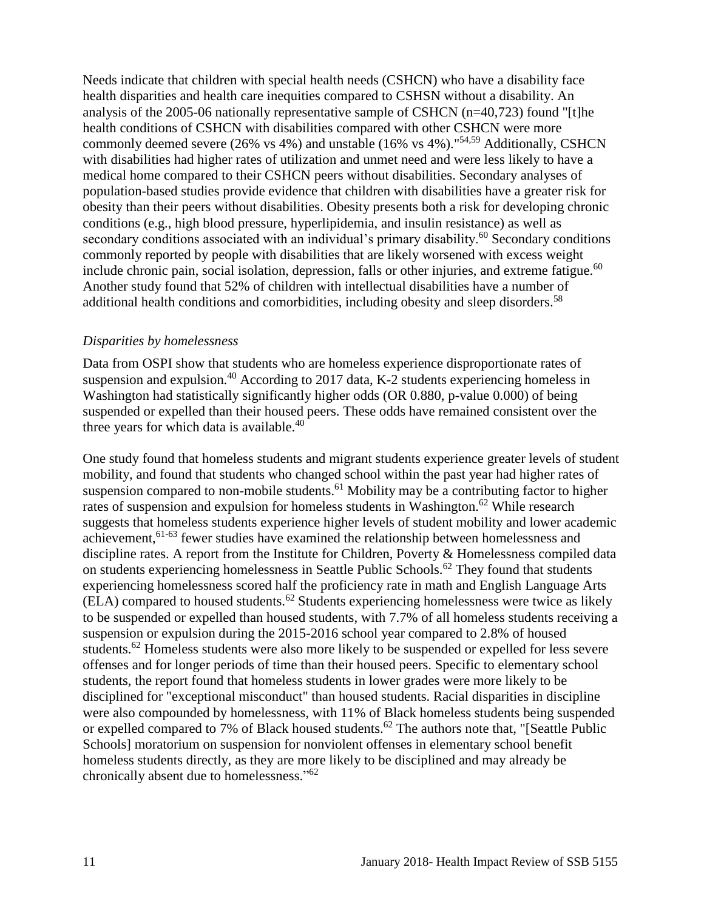Needs indicate that children with special health needs (CSHCN) who have a disability face health disparities and health care inequities compared to CSHSN without a disability. An analysis of the 2005-06 nationally representative sample of CSHCN (n=40,723) found "[t]he health conditions of CSHCN with disabilities compared with other CSHCN were more commonly deemed severe (26% vs 4%) and unstable (16% vs 4%)."[54,59] Additionally, CSHCN with disabilities had higher rates of utilization and unmet need and were less likely to have a medical home compared to their CSHCN peers without disabilities. Secondary analyses of population-based studies provide evidence that children with disabilities have a greater risk for obesity than their peers without disabilities. Obesity presents both a risk for developing chronic conditions (e.g., high blood pressure, hyperlipidemia, and insulin resistance) as well as secondary conditions associated with an individual's primary disability.[60] Secondary conditions commonly reported by people with disabilities that are likely worsened with excess weight include chronic pain, social isolation, depression, falls or other injuries, and extreme fatigue.[60] Another study found that 52% of children with intellectual disabilities have a number of additional health conditions and comorbidities, including obesity and sleep disorders.[58]

*Disparities by homelessness*

Data from OSPI show that students who are homeless experience disproportionate rates of suspension and expulsion.[40] According to 2017 data, K-2 students experiencing homeless in Washington had statistically significantly higher odds (OR 0.880, p-value 0.000) of being suspended or expelled than their housed peers. These odds have remained consistent over the three years for which data is available.[40]

One study found that homeless students and migrant students experience greater levels of student mobility, and found that students who changed school within the past year had higher rates of suspension compared to non-mobile students.[61] Mobility may be a contributing factor to higher rates of suspension and expulsion for homeless students in Washington.[62] While research suggests that homeless students experience higher levels of student mobility and lower academic achievement,[61-63] fewer studies have examined the relationship between homelessness and discipline rates. A report from the Institute for Children, Poverty & Homelessness compiled data on students experiencing homelessness in Seattle Public Schools.[62] They found that students experiencing homelessness scored half the proficiency rate in math and English Language Arts (ELA) compared to housed students.[62] Students experiencing homelessness were twice as likely to be suspended or expelled than housed students, with 7.7% of all homeless students receiving a suspension or expulsion during the 2015-2016 school year compared to 2.8% of housed students.[62] Homeless students were also more likely to be suspended or expelled for less severe offenses and for longer periods of time than their housed peers. Specific to elementary school students, the report found that homeless students in lower grades were more likely to be disciplined for "exceptional misconduct" than housed students. Racial disparities in discipline were also compounded by homelessness, with 11% of Black homeless students being suspended or expelled compared to 7% of Black housed students.[62] The authors note that, "[Seattle Public Schools] moratorium on suspension for nonviolent offenses in elementary school benefit homeless students directly, as they are more likely to be disciplined and may already be chronically absent due to homelessness."[62]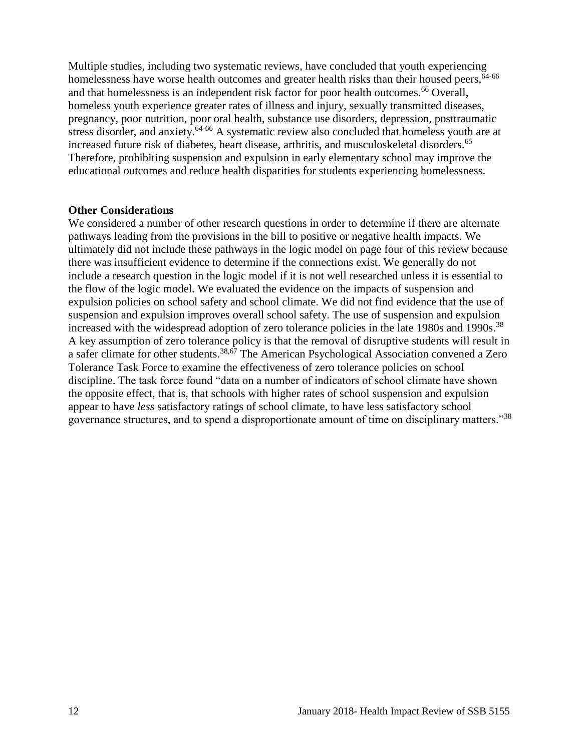Multiple studies, including two systematic reviews, have concluded that youth experiencing homelessness have worse health outcomes and greater health risks than their housed peers,[64-66] and that homelessness is an independent risk factor for poor health outcomes.[66] Overall, homeless youth experience greater rates of illness and injury, sexually transmitted diseases, pregnancy, poor nutrition, poor oral health, substance use disorders, depression, posttraumatic stress disorder, and anxiety.[64-66] A systematic review also concluded that homeless youth are at increased future risk of diabetes, heart disease, arthritis, and musculoskeletal disorders.[65] Therefore, prohibiting suspension and expulsion in early elementary school may improve the educational outcomes and reduce health disparities for students experiencing homelessness.

**Other Considerations**

We considered a number of other research questions in order to determine if there are alternate pathways leading from the provisions in the bill to positive or negative health impacts. We ultimately did not include these pathways in the logic model on page four of this review because there was insufficient evidence to determine if the connections exist. We generally do not include a research question in the logic model if it is not well researched unless it is essential to the flow of the logic model. We evaluated the evidence on the impacts of suspension and expulsion policies on school safety and school climate. We did not find evidence that the use of suspension and expulsion improves overall school safety. The use of suspension and expulsion increased with the widespread adoption of zero tolerance policies in the late 1980s and 1990s.[38] A key assumption of zero tolerance policy is that the removal of disruptive students will result in a safer climate for other students.[38,67] The American Psychological Association convened a Zero Tolerance Task Force to examine the effectiveness of zero tolerance policies on school discipline. The task force found "data on a number of indicators of school climate have shown the opposite effect, that is, that schools with higher rates of school suspension and expulsion appear to have *less* satisfactory ratings of school climate, to have less satisfactory school governance structures, and to spend a disproportionate amount of time on disciplinary matters."[38]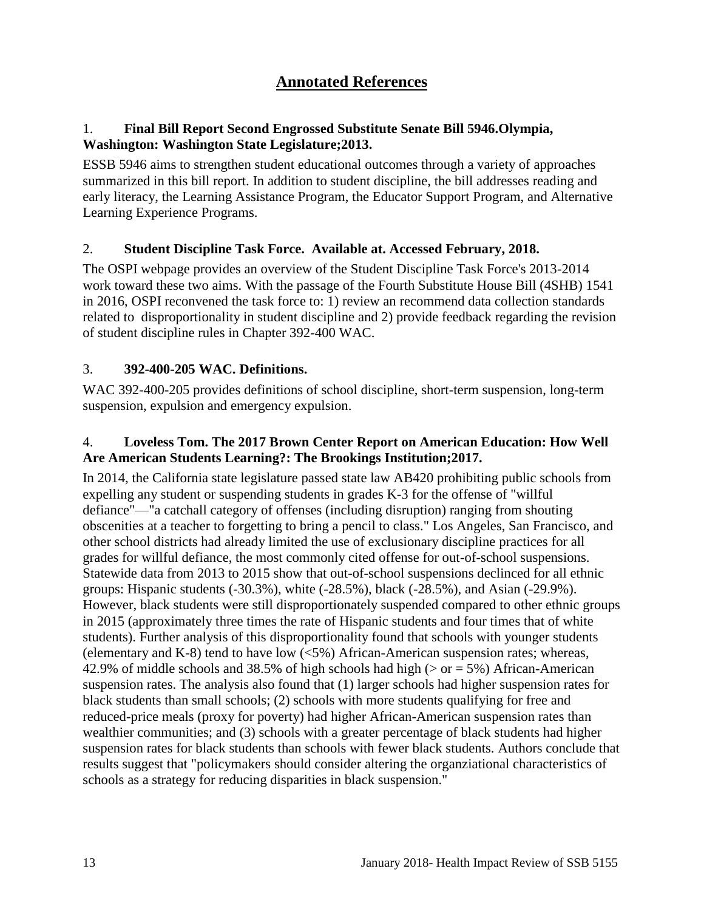# Annotated References

1. **Final Bill Report Second Engrossed Substitute Senate Bill 5946.Olympia, Washington: Washington State Legislature;2013.**

ESSB 5946 aims to strengthen student educational outcomes through a variety of approaches summarized in this bill report. In addition to student discipline, the bill addresses reading and early literacy, the Learning Assistance Program, the Educator Support Program, and Alternative Learning Experience Programs.

2. **Student Discipline Task Force. Available at. Accessed February, 2018.**

The OSPI webpage provides an overview of the Student Discipline Task Force's 2013-2014 work toward these two aims. With the passage of the Fourth Substitute House Bill (4SHB) 1541 in 2016, OSPI reconvened the task force to: 1) review an recommend data collection standards related to disproportionality in student discipline and 2) provide feedback regarding the revision of student discipline rules in Chapter 392-400 WAC.

3. **392-400-205 WAC. Definitions.**

WAC 392-400-205 provides definitions of school discipline, short-term suspension, long-term suspension, expulsion and emergency expulsion.

4. **Loveless Tom. The 2017 Brown Center Report on American Education: How Well Are American Students Learning?: The Brookings Institution;2017.**

In 2014, the California state legislature passed state law AB420 prohibiting public schools from expelling any student or suspending students in grades K-3 for the offense of "willful defiance"—"a catchall category of offenses (including disruption) ranging from shouting obscenities at a teacher to forgetting to bring a pencil to class." Los Angeles, San Francisco, and other school districts had already limited the use of exclusionary discipline practices for all grades for willful defiance, the most commonly cited offense for out-of-school suspensions. Statewide data from 2013 to 2015 show that out-of-school suspensions declinced for all ethnic groups: Hispanic students (-30.3%), white (-28.5%), black (-28.5%), and Asian (-29.9%). However, black students were still disproportionately suspended compared to other ethnic groups in 2015 (approximately three times the rate of Hispanic students and four times that of white students). Further analysis of this disproportionality found that schools with younger students (elementary and K-8) tend to have low (<5%) African-American suspension rates; whereas, 42.9% of middle schools and 38.5% of high schools had high (> or = 5%) African-American suspension rates. The analysis also found that (1) larger schools had higher suspension rates for black students than small schools; (2) schools with more students qualifying for free and reduced-price meals (proxy for poverty) had higher African-American suspension rates than wealthier communities; and (3) schools with a greater percentage of black students had higher suspension rates for black students than schools with fewer black students. Authors conclude that results suggest that "policymakers should consider altering the organziational characteristics of schools as a strategy for reducing disparities in black suspension."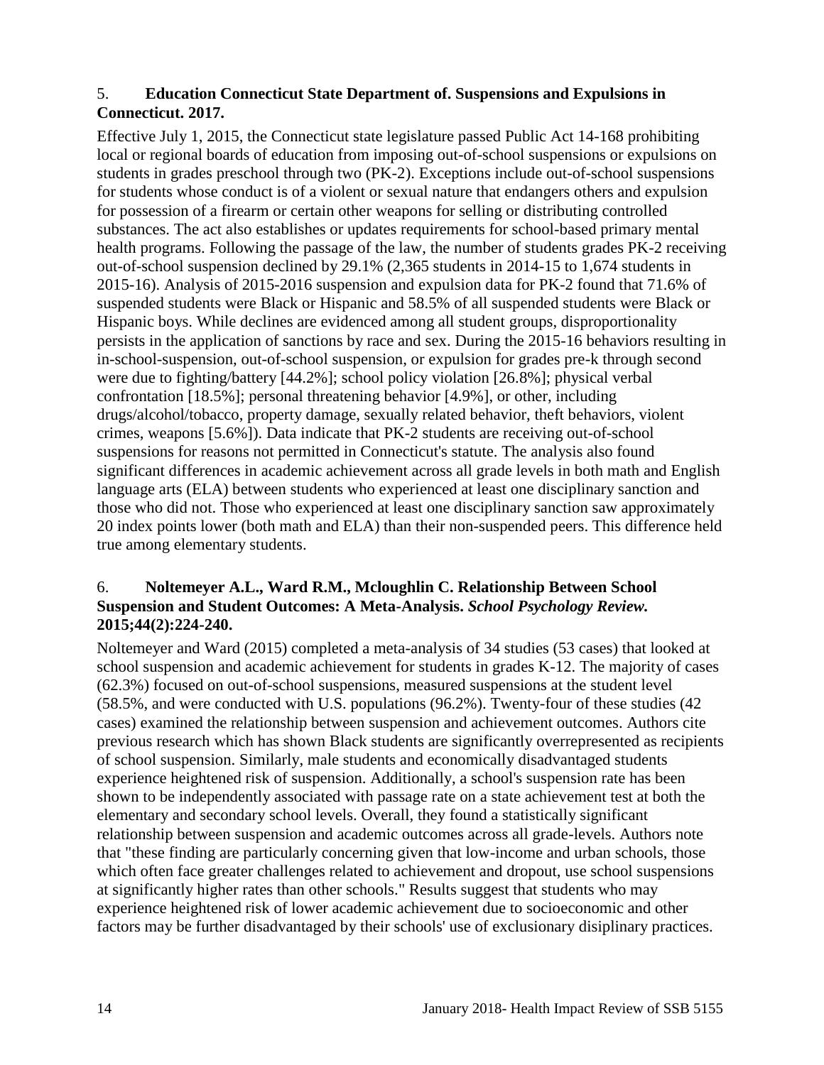5. **Education Connecticut State Department of. Suspensions and Expulsions in Connecticut. 2017.**

Effective July 1, 2015, the Connecticut state legislature passed Public Act 14-168 prohibiting local or regional boards of education from imposing out-of-school suspensions or expulsions on students in grades preschool through two (PK-2). Exceptions include out-of-school suspensions for students whose conduct is of a violent or sexual nature that endangers others and expulsion for possession of a firearm or certain other weapons for selling or distributing controlled substances. The act also establishes or updates requirements for school-based primary mental health programs. Following the passage of the law, the number of students grades PK-2 receiving out-of-school suspension declined by 29.1% (2,365 students in 2014-15 to 1,674 students in 2015-16). Analysis of 2015-2016 suspension and expulsion data for PK-2 found that 71.6% of suspended students were Black or Hispanic and 58.5% of all suspended students were Black or Hispanic boys. While declines are evidenced among all student groups, disproportionality persists in the application of sanctions by race and sex. During the 2015-16 behaviors resulting in in-school-suspension, out-of-school suspension, or expulsion for grades pre-k through second were due to fighting/battery [44.2%]; school policy violation [26.8%]; physical verbal confrontation [18.5%]; personal threatening behavior [4.9%], or other, including drugs/alcohol/tobacco, property damage, sexually related behavior, theft behaviors, violent crimes, weapons [5.6%]). Data indicate that PK-2 students are receiving out-of-school suspensions for reasons not permitted in Connecticut's statute. The analysis also found significant differences in academic achievement across all grade levels in both math and English language arts (ELA) between students who experienced at least one disciplinary sanction and those who did not. Those who experienced at least one disciplinary sanction saw approximately 20 index points lower (both math and ELA) than their non-suspended peers. This difference held true among elementary students.

6. **Noltemeyer A.L., Ward R.M., Mcloughlin C. Relationship Between School Suspension and Student Outcomes: A Meta-Analysis. *School Psychology Review.* 2015;44(2):224-240.**

Noltemeyer and Ward (2015) completed a meta-analysis of 34 studies (53 cases) that looked at school suspension and academic achievement for students in grades K-12. The majority of cases (62.3%) focused on out-of-school suspensions, measured suspensions at the student level (58.5%, and were conducted with U.S. populations (96.2%). Twenty-four of these studies (42 cases) examined the relationship between suspension and achievement outcomes. Authors cite previous research which has shown Black students are significantly overrepresented as recipients of school suspension. Similarly, male students and economically disadvantaged students experience heightened risk of suspension. Additionally, a school's suspension rate has been shown to be independently associated with passage rate on a state achievement test at both the elementary and secondary school levels. Overall, they found a statistically significant relationship between suspension and academic outcomes across all grade-levels. Authors note that "these finding are particularly concerning given that low-income and urban schools, those which often face greater challenges related to achievement and dropout, use school suspensions at significantly higher rates than other schools." Results suggest that students who may experience heightened risk of lower academic achievement due to socioeconomic and other factors may be further disadvantaged by their schools' use of exclusionary disiplinary practices.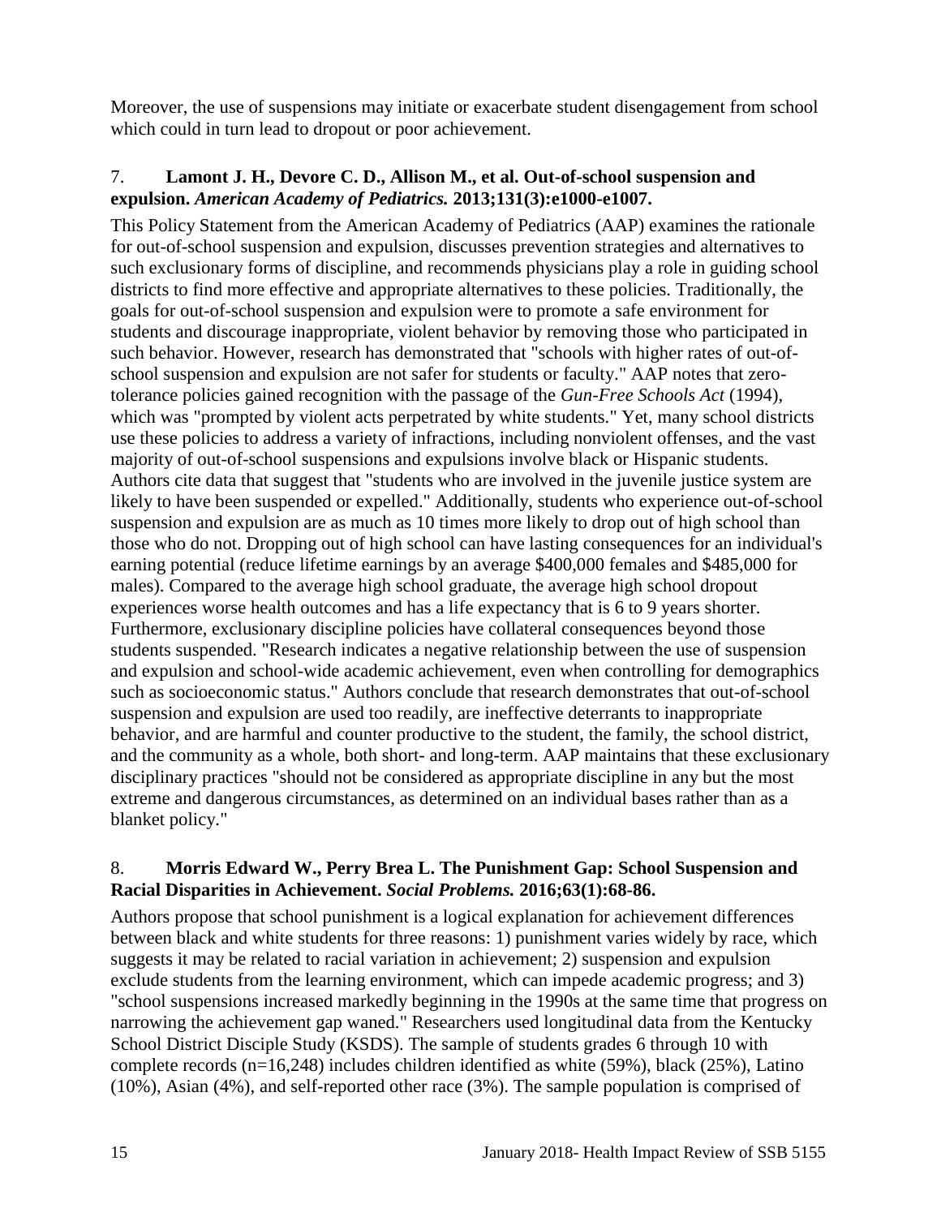Moreover, the use of suspensions may initiate or exacerbate student disengagement from school which could in turn lead to dropout or poor achievement.

7. **Lamont J. H., Devore C. D., Allison M., et al. Out-of-school suspension and expulsion.** ***American Academy of Pediatrics.*** **2013;131(3):e1000-e1007.**

This Policy Statement from the American Academy of Pediatrics (AAP) examines the rationale for out-of-school suspension and expulsion, discusses prevention strategies and alternatives to such exclusionary forms of discipline, and recommends physicians play a role in guiding school districts to find more effective and appropriate alternatives to these policies. Traditionally, the goals for out-of-school suspension and expulsion were to promote a safe environment for students and discourage inappropriate, violent behavior by removing those who participated in such behavior. However, research has demonstrated that "schools with higher rates of out-of-school suspension and expulsion are not safer for students or faculty." AAP notes that zero-tolerance policies gained recognition with the passage of the *Gun-Free Schools Act* (1994), which was "prompted by violent acts perpetrated by white students." Yet, many school districts use these policies to address a variety of infractions, including nonviolent offenses, and the vast majority of out-of-school suspensions and expulsions involve black or Hispanic students. Authors cite data that suggest that "students who are involved in the juvenile justice system are likely to have been suspended or expelled." Additionally, students who experience out-of-school suspension and expulsion are as much as 10 times more likely to drop out of high school than those who do not. Dropping out of high school can have lasting consequences for an individual's earning potential (reduce lifetime earnings by an average $400,000 females and $485,000 for males). Compared to the average high school graduate, the average high school dropout experiences worse health outcomes and has a life expectancy that is 6 to 9 years shorter. Furthermore, exclusionary discipline policies have collateral consequences beyond those students suspended. "Research indicates a negative relationship between the use of suspension and expulsion and school-wide academic achievement, even when controlling for demographics such as socioeconomic status." Authors conclude that research demonstrates that out-of-school suspension and expulsion are used too readily, are ineffective deterrants to inappropriate behavior, and are harmful and counter productive to the student, the family, the school district, and the community as a whole, both short- and long-term. AAP maintains that these exclusionary disciplinary practices "should not be considered as appropriate discipline in any but the most extreme and dangerous circumstances, as determined on an individual bases rather than as a blanket policy."

8. **Morris Edward W., Perry Brea L. The Punishment Gap: School Suspension and Racial Disparities in Achievement.** ***Social Problems.*** **2016;63(1):68-86.**

Authors propose that school punishment is a logical explanation for achievement differences between black and white students for three reasons: 1) punishment varies widely by race, which suggests it may be related to racial variation in achievement; 2) suspension and expulsion exclude students from the learning environment, which can impede academic progress; and 3) "school suspensions increased markedly beginning in the 1990s at the same time that progress on narrowing the achievement gap waned." Researchers used longitudinal data from the Kentucky School District Disciple Study (KSDS). The sample of students grades 6 through 10 with complete records (n=16,248) includes children identified as white (59%), black (25%), Latino (10%), Asian (4%), and self-reported other race (3%). The sample population is comprised of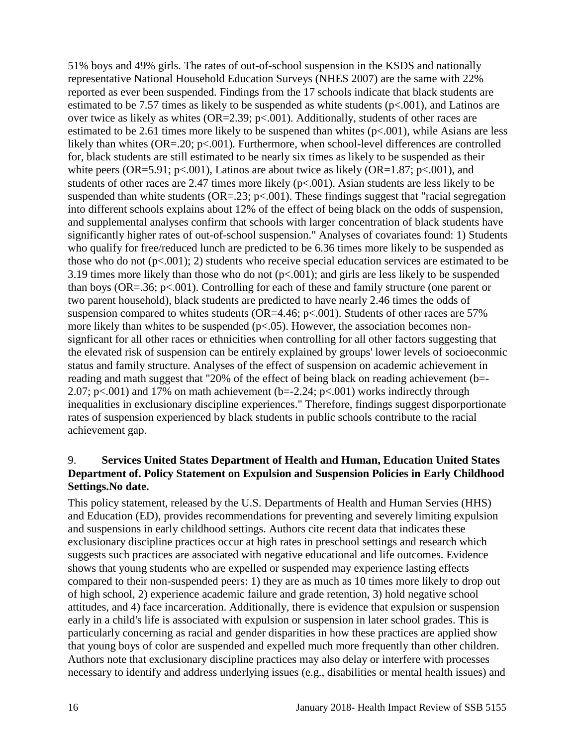51% boys and 49% girls. The rates of out-of-school suspension in the KSDS and nationally representative National Household Education Surveys (NHES 2007) are the same with 22% reported as ever been suspended. Findings from the 17 schools indicate that black students are estimated to be 7.57 times as likely to be suspended as white students ($p<.001$), and Latinos are over twice as likely as whites (OR=2.39; $p<.001$). Additionally, students of other races are estimated to be 2.61 times more likely to be suspened than whites ($p<.001$), while Asians are less likely than whites (OR=.20; $p<.001$). Furthermore, when school-level differences are controlled for, black students are still estimated to be nearly six times as likely to be suspended as their white peers (OR=5.91; $p<.001$), Latinos are about twice as likely (OR=1.87; $p<.001$), and students of other races are 2.47 times more likely ($p<.001$). Asian students are less likely to be suspended than white students (OR=.23; $p<.001$). These findings suggest that "racial segregation into different schools explains about 12% of the effect of being black on the odds of suspension, and supplemental analyses confirm that schools with larger concentration of black students have significantly higher rates of out-of-school suspension." Analyses of covariates found: 1) Students who qualify for free/reduced lunch are predicted to be 6.36 times more likely to be suspended as those who do not ($p<.001$); 2) students who receive special education services are estimated to be 3.19 times more likely than those who do not ($p<.001$); and girls are less likely to be suspended than boys (OR=.36; $p<.001$). Controlling for each of these and family structure (one parent or two parent household), black students are predicted to have nearly 2.46 times the odds of suspension compared to whites students (OR=4.46; $p<.001$). Students of other races are 57% more likely than whites to be suspended ($p<.05$). However, the association becomes non-signficant for all other races or ethnicities when controlling for all other factors suggesting that the elevated risk of suspension can be entirely explained by groups' lower levels of socioeconmic status and family structure. Analyses of the effect of suspension on academic achievement in reading and math suggest that "20% of the effect of being black on reading achievement (b=-2.07; $p<.001$) and 17% on math achievement (b=-2.24; $p<.001$) works indirectly through inequalities in exclusionary discipline experiences." Therefore, findings suggest disporportionate rates of suspension experienced by black students in public schools contribute to the racial achievement gap.

9. **Services United States Department of Health and Human, Education United States Department of. Policy Statement on Expulsion and Suspension Policies in Early Childhood Settings.No date.**

This policy statement, released by the U.S. Departments of Health and Human Servies (HHS) and Education (ED), provides recommendations for preventing and severely limiting expulsion and suspensions in early childhood settings. Authors cite recent data that indicates these exclusionary discipline practices occur at high rates in preschool settings and research which suggests such practices are associated with negative educational and life outcomes. Evidence shows that young students who are expelled or suspended may experience lasting effects compared to their non-suspended peers: 1) they are as much as 10 times more likely to drop out of high school, 2) experience academic failure and grade retention, 3) hold negative school attitudes, and 4) face incarceration. Additionally, there is evidence that expulsion or suspension early in a child's life is associated with expulsion or suspension in later school grades. This is particularly concerning as racial and gender disparities in how these practices are applied show that young boys of color are suspended and expelled much more frequently than other children. Authors note that exclusionary discipline practices may also delay or interfere with processes necessary to identify and address underlying issues (e.g., disabilities or mental health issues) and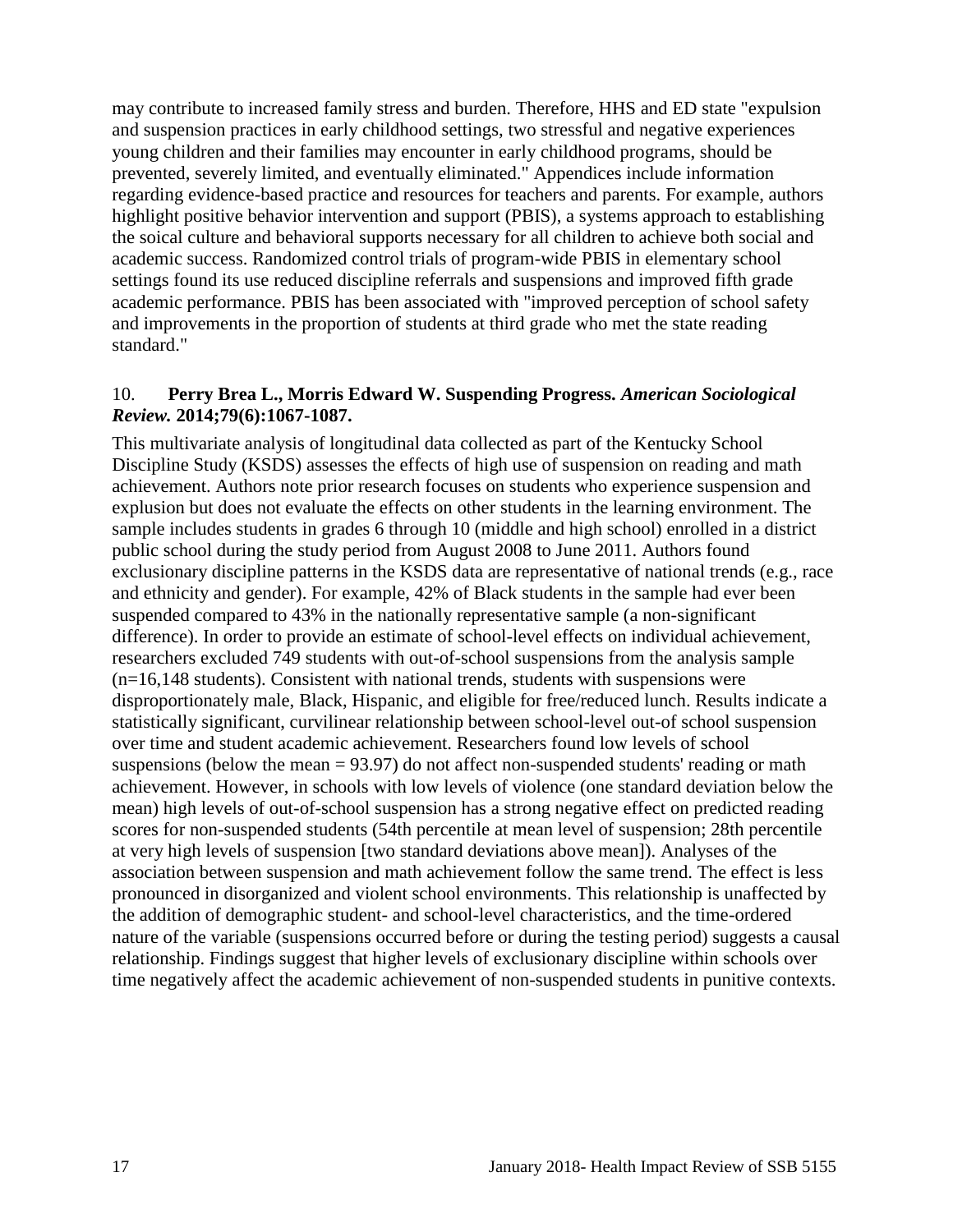may contribute to increased family stress and burden. Therefore, HHS and ED state "expulsion and suspension practices in early childhood settings, two stressful and negative experiences young children and their families may encounter in early childhood programs, should be prevented, severely limited, and eventually eliminated." Appendices include information regarding evidence-based practice and resources for teachers and parents. For example, authors highlight positive behavior intervention and support (PBIS), a systems approach to establishing the soical culture and behavioral supports necessary for all children to achieve both social and academic success. Randomized control trials of program-wide PBIS in elementary school settings found its use reduced discipline referrals and suspensions and improved fifth grade academic performance. PBIS has been associated with "improved perception of school safety and improvements in the proportion of students at third grade who met the state reading standard."

10. **Perry Brea L., Morris Edward W. Suspending Progress.** ***American Sociological Review.*** **2014;79(6):1067-1087.**

This multivariate analysis of longitudinal data collected as part of the Kentucky School Discipline Study (KSDS) assesses the effects of high use of suspension on reading and math achievement. Authors note prior research focuses on students who experience suspension and explusion but does not evaluate the effects on other students in the learning environment. The sample includes students in grades 6 through 10 (middle and high school) enrolled in a district public school during the study period from August 2008 to June 2011. Authors found exclusionary discipline patterns in the KSDS data are representative of national trends (e.g., race and ethnicity and gender). For example, 42% of Black students in the sample had ever been suspended compared to 43% in the nationally representative sample (a non-significant difference). In order to provide an estimate of school-level effects on individual achievement, researchers excluded 749 students with out-of-school suspensions from the analysis sample (n=16,148 students). Consistent with national trends, students with suspensions were disproportionately male, Black, Hispanic, and eligible for free/reduced lunch. Results indicate a statistically significant, curvilinear relationship between school-level out-of school suspension over time and student academic achievement. Researchers found low levels of school suspensions (below the mean = 93.97) do not affect non-suspended students' reading or math achievement. However, in schools with low levels of violence (one standard deviation below the mean) high levels of out-of-school suspension has a strong negative effect on predicted reading scores for non-suspended students (54th percentile at mean level of suspension; 28th percentile at very high levels of suspension [two standard deviations above mean]). Analyses of the association between suspension and math achievement follow the same trend. The effect is less pronounced in disorganized and violent school environments. This relationship is unaffected by the addition of demographic student- and school-level characteristics, and the time-ordered nature of the variable (suspensions occurred before or during the testing period) suggests a causal relationship. Findings suggest that higher levels of exclusionary discipline within schools over time negatively affect the academic achievement of non-suspended students in punitive contexts.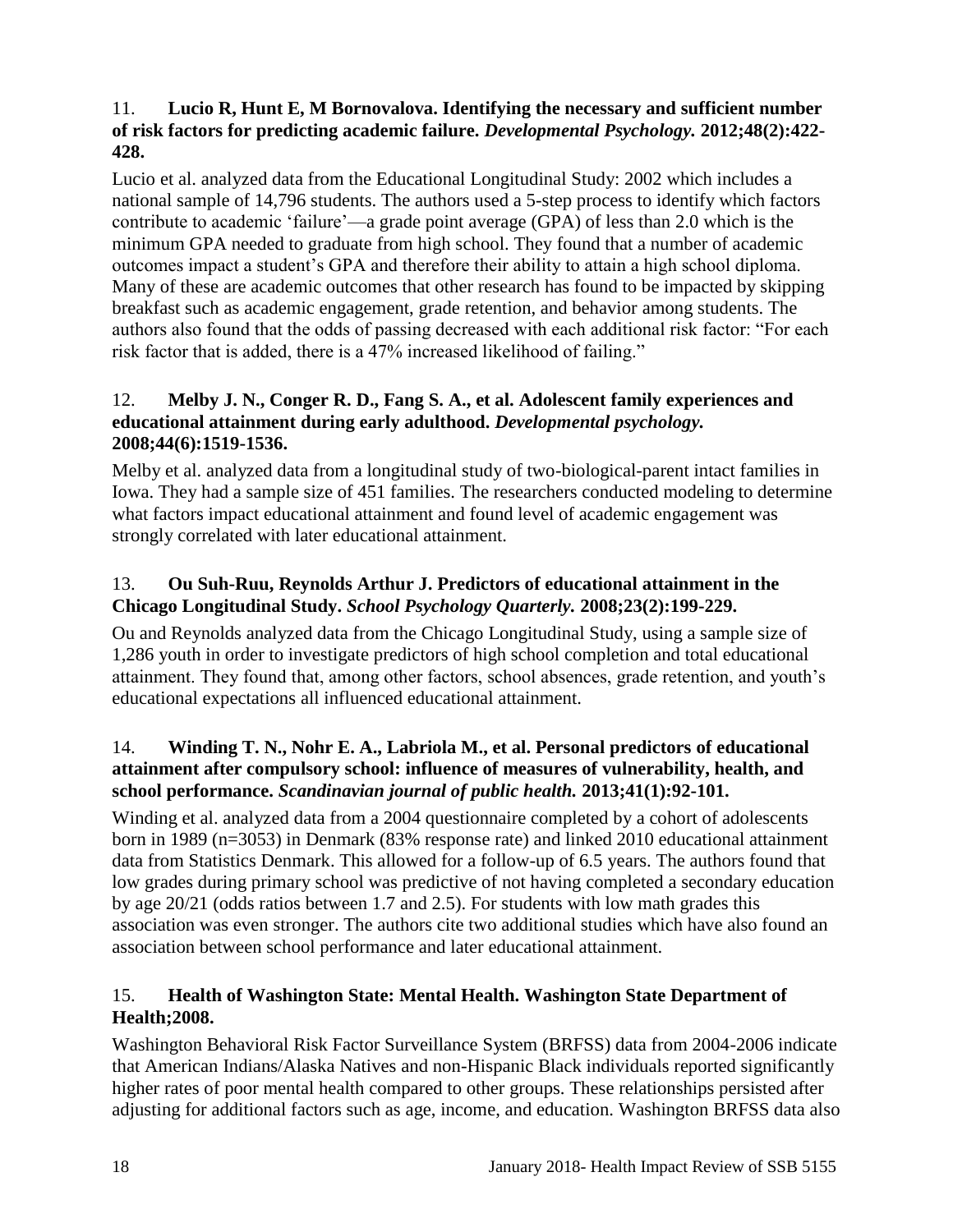11. **Lucio R, Hunt E, M Bornovalova. Identifying the necessary and sufficient number of risk factors for predicting academic failure.** ***Developmental Psychology.*** **2012;48(2):422-428.**

Lucio et al. analyzed data from the Educational Longitudinal Study: 2002 which includes a national sample of 14,796 students. The authors used a 5-step process to identify which factors contribute to academic 'failure'—a grade point average (GPA) of less than 2.0 which is the minimum GPA needed to graduate from high school. They found that a number of academic outcomes impact a student's GPA and therefore their ability to attain a high school diploma. Many of these are academic outcomes that other research has found to be impacted by skipping breakfast such as academic engagement, grade retention, and behavior among students. The authors also found that the odds of passing decreased with each additional risk factor: "For each risk factor that is added, there is a 47% increased likelihood of failing."

12. **Melby J. N., Conger R. D., Fang S. A., et al. Adolescent family experiences and educational attainment during early adulthood.** ***Developmental psychology.*** **2008;44(6):1519-1536.**

Melby et al. analyzed data from a longitudinal study of two-biological-parent intact families in Iowa. They had a sample size of 451 families. The researchers conducted modeling to determine what factors impact educational attainment and found level of academic engagement was strongly correlated with later educational attainment.

13. **Ou Suh-Ruu, Reynolds Arthur J. Predictors of educational attainment in the Chicago Longitudinal Study.** ***School Psychology Quarterly.*** **2008;23(2):199-229.**

Ou and Reynolds analyzed data from the Chicago Longitudinal Study, using a sample size of 1,286 youth in order to investigate predictors of high school completion and total educational attainment. They found that, among other factors, school absences, grade retention, and youth's educational expectations all influenced educational attainment.

14. **Winding T. N., Nohr E. A., Labriola M., et al. Personal predictors of educational attainment after compulsory school: influence of measures of vulnerability, health, and school performance.** ***Scandinavian journal of public health.*** **2013;41(1):92-101.**

Winding et al. analyzed data from a 2004 questionnaire completed by a cohort of adolescents born in 1989 (n=3053) in Denmark (83% response rate) and linked 2010 educational attainment data from Statistics Denmark. This allowed for a follow-up of 6.5 years. The authors found that low grades during primary school was predictive of not having completed a secondary education by age 20/21 (odds ratios between 1.7 and 2.5). For students with low math grades this association was even stronger. The authors cite two additional studies which have also found an association between school performance and later educational attainment.

15. **Health of Washington State: Mental Health. Washington State Department of Health;2008.**

Washington Behavioral Risk Factor Surveillance System (BRFSS) data from 2004-2006 indicate that American Indians/Alaska Natives and non-Hispanic Black individuals reported significantly higher rates of poor mental health compared to other groups. These relationships persisted after adjusting for additional factors such as age, income, and education. Washington BRFSS data also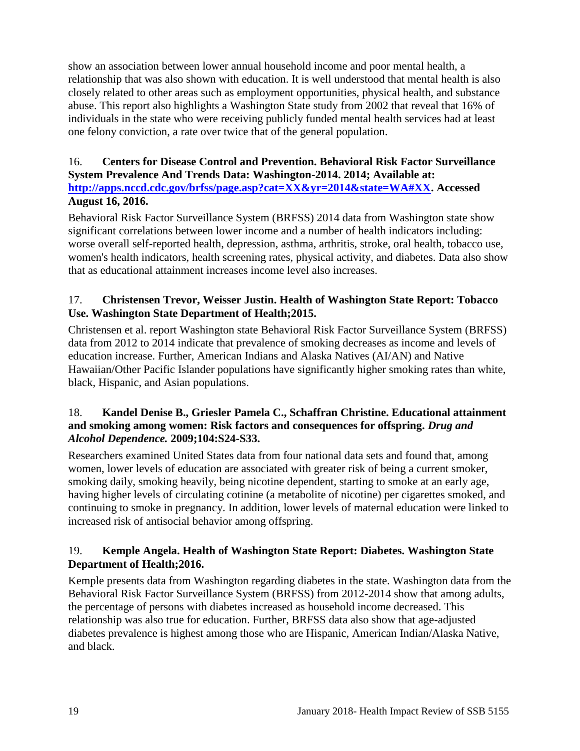show an association between lower annual household income and poor mental health, a relationship that was also shown with education. It is well understood that mental health is also closely related to other areas such as employment opportunities, physical health, and substance abuse. This report also highlights a Washington State study from 2002 that reveal that 16% of individuals in the state who were receiving publicly funded mental health services had at least one felony conviction, a rate over twice that of the general population.

16. **Centers for Disease Control and Prevention. Behavioral Risk Factor Surveillance System Prevalence And Trends Data: Washington-2014. 2014; Available at: [http://apps.nccd.cdc.gov/brfss/page.asp?cat=XX&yr=2014&state=WA#XX](http://apps.nccd.cdc.gov/brfss/page.asp?cat=XX&yr=2014&state=WA#XX). Accessed August 16, 2016.**

Behavioral Risk Factor Surveillance System (BRFSS) 2014 data from Washington state show significant correlations between lower income and a number of health indicators including: worse overall self-reported health, depression, asthma, arthritis, stroke, oral health, tobacco use, women's health indicators, health screening rates, physical activity, and diabetes. Data also show that as educational attainment increases income level also increases.

17. **Christensen Trevor, Weisser Justin. Health of Washington State Report: Tobacco Use. Washington State Department of Health;2015.**

Christensen et al. report Washington state Behavioral Risk Factor Surveillance System (BRFSS) data from 2012 to 2014 indicate that prevalence of smoking decreases as income and levels of education increase. Further, American Indians and Alaska Natives (AI/AN) and Native Hawaiian/Other Pacific Islander populations have significantly higher smoking rates than white, black, Hispanic, and Asian populations.

18. **Kandel Denise B., Griesler Pamela C., Schaffran Christine. Educational attainment and smoking among women: Risk factors and consequences for offspring. *Drug and Alcohol Dependence.* 2009;104:S24-S33.**

Researchers examined United States data from four national data sets and found that, among women, lower levels of education are associated with greater risk of being a current smoker, smoking daily, smoking heavily, being nicotine dependent, starting to smoke at an early age, having higher levels of circulating cotinine (a metabolite of nicotine) per cigarettes smoked, and continuing to smoke in pregnancy. In addition, lower levels of maternal education were linked to increased risk of antisocial behavior among offspring.

19. **Kemple Angela. Health of Washington State Report: Diabetes. Washington State Department of Health;2016.**

Kemple presents data from Washington regarding diabetes in the state. Washington data from the Behavioral Risk Factor Surveillance System (BRFSS) from 2012-2014 show that among adults, the percentage of persons with diabetes increased as household income decreased. This relationship was also true for education. Further, BRFSS data also show that age-adjusted diabetes prevalence is highest among those who are Hispanic, American Indian/Alaska Native, and black.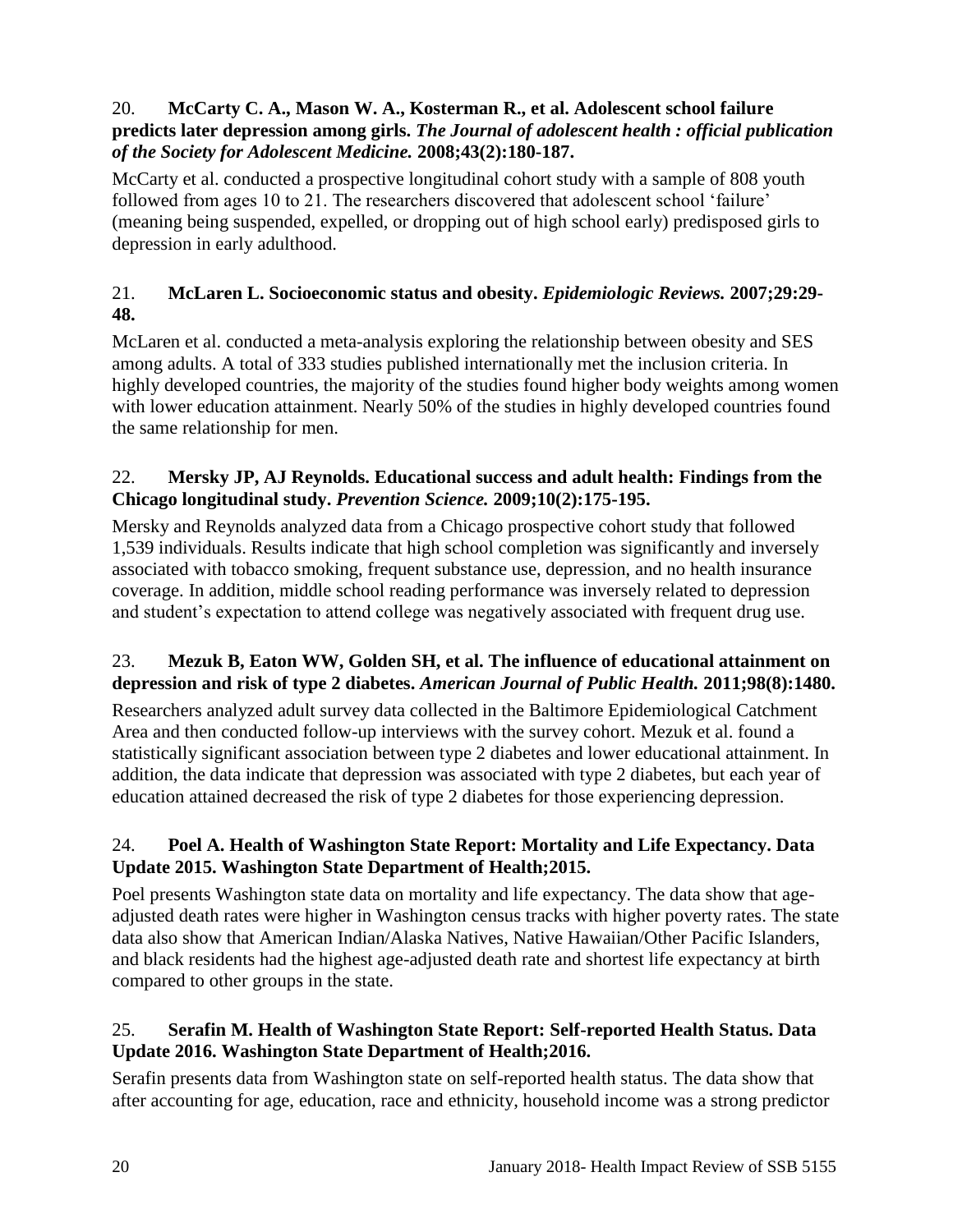20. **McCarty C. A., Mason W. A., Kosterman R., et al. Adolescent school failure predicts later depression among girls.** ***The Journal of adolescent health : official publication of the Society for Adolescent Medicine.*** **2008;43(2):180-187.**

McCarty et al. conducted a prospective longitudinal cohort study with a sample of 808 youth followed from ages 10 to 21. The researchers discovered that adolescent school 'failure' (meaning being suspended, expelled, or dropping out of high school early) predisposed girls to depression in early adulthood.

21. **McLaren L. Socioeconomic status and obesity.** ***Epidemiologic Reviews.*** **2007;29:29-48.**

McLaren et al. conducted a meta-analysis exploring the relationship between obesity and SES among adults. A total of 333 studies published internationally met the inclusion criteria. In highly developed countries, the majority of the studies found higher body weights among women with lower education attainment. Nearly 50% of the studies in highly developed countries found the same relationship for men.

22. **Mersky JP, AJ Reynolds. Educational success and adult health: Findings from the Chicago longitudinal study.** ***Prevention Science.*** **2009;10(2):175-195.**

Mersky and Reynolds analyzed data from a Chicago prospective cohort study that followed 1,539 individuals. Results indicate that high school completion was significantly and inversely associated with tobacco smoking, frequent substance use, depression, and no health insurance coverage. In addition, middle school reading performance was inversely related to depression and student's expectation to attend college was negatively associated with frequent drug use.

23. **Mezuk B, Eaton WW, Golden SH, et al. The influence of educational attainment on depression and risk of type 2 diabetes.** ***American Journal of Public Health.*** **2011;98(8):1480.**

Researchers analyzed adult survey data collected in the Baltimore Epidemiological Catchment Area and then conducted follow-up interviews with the survey cohort. Mezuk et al. found a statistically significant association between type 2 diabetes and lower educational attainment. In addition, the data indicate that depression was associated with type 2 diabetes, but each year of education attained decreased the risk of type 2 diabetes for those experiencing depression.

24. **Poel A. Health of Washington State Report: Mortality and Life Expectancy. Data Update 2015. Washington State Department of Health;2015.**

Poel presents Washington state data on mortality and life expectancy. The data show that age-adjusted death rates were higher in Washington census tracks with higher poverty rates. The state data also show that American Indian/Alaska Natives, Native Hawaiian/Other Pacific Islanders, and black residents had the highest age-adjusted death rate and shortest life expectancy at birth compared to other groups in the state.

25. **Serafin M. Health of Washington State Report: Self-reported Health Status. Data Update 2016. Washington State Department of Health;2016.**

Serafin presents data from Washington state on self-reported health status. The data show that after accounting for age, education, race and ethnicity, household income was a strong predictor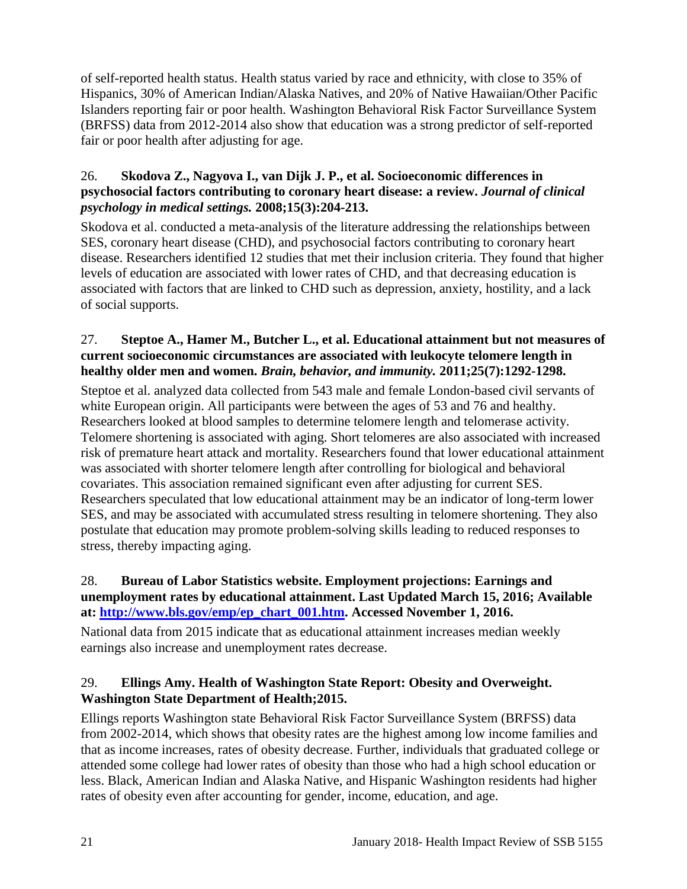of self-reported health status. Health status varied by race and ethnicity, with close to 35% of Hispanics, 30% of American Indian/Alaska Natives, and 20% of Native Hawaiian/Other Pacific Islanders reporting fair or poor health. Washington Behavioral Risk Factor Surveillance System (BRFSS) data from 2012-2014 also show that education was a strong predictor of self-reported fair or poor health after adjusting for age.

26. **Skodova Z., Nagyova I., van Dijk J. P., et al. Socioeconomic differences in psychosocial factors contributing to coronary heart disease: a review.** ***Journal of clinical psychology in medical settings.*** **2008;15(3):204-213.**

Skodova et al. conducted a meta-analysis of the literature addressing the relationships between SES, coronary heart disease (CHD), and psychosocial factors contributing to coronary heart disease. Researchers identified 12 studies that met their inclusion criteria. They found that higher levels of education are associated with lower rates of CHD, and that decreasing education is associated with factors that are linked to CHD such as depression, anxiety, hostility, and a lack of social supports.

27. **Steptoe A., Hamer M., Butcher L., et al. Educational attainment but not measures of current socioeconomic circumstances are associated with leukocyte telomere length in healthy older men and women.** ***Brain, behavior, and immunity.*** **2011;25(7):1292-1298.**

Steptoe et al. analyzed data collected from 543 male and female London-based civil servants of white European origin. All participants were between the ages of 53 and 76 and healthy. Researchers looked at blood samples to determine telomere length and telomerase activity. Telomere shortening is associated with aging. Short telomeres are also associated with increased risk of premature heart attack and mortality. Researchers found that lower educational attainment was associated with shorter telomere length after controlling for biological and behavioral covariates. This association remained significant even after adjusting for current SES. Researchers speculated that low educational attainment may be an indicator of long-term lower SES, and may be associated with accumulated stress resulting in telomere shortening. They also postulate that education may promote problem-solving skills leading to reduced responses to stress, thereby impacting aging.

28. **Bureau of Labor Statistics website. Employment projections: Earnings and unemployment rates by educational attainment. Last Updated March 15, 2016; Available at: [http://www.bls.gov/emp/ep_chart_001.htm](http://www.bls.gov/emp/ep_chart_001.htm). Accessed November 1, 2016.**

National data from 2015 indicate that as educational attainment increases median weekly earnings also increase and unemployment rates decrease.

29. **Ellings Amy. Health of Washington State Report: Obesity and Overweight. Washington State Department of Health;2015.**

Ellings reports Washington state Behavioral Risk Factor Surveillance System (BRFSS) data from 2002-2014, which shows that obesity rates are the highest among low income families and that as income increases, rates of obesity decrease. Further, individuals that graduated college or attended some college had lower rates of obesity than those who had a high school education or less. Black, American Indian and Alaska Native, and Hispanic Washington residents had higher rates of obesity even after accounting for gender, income, education, and age.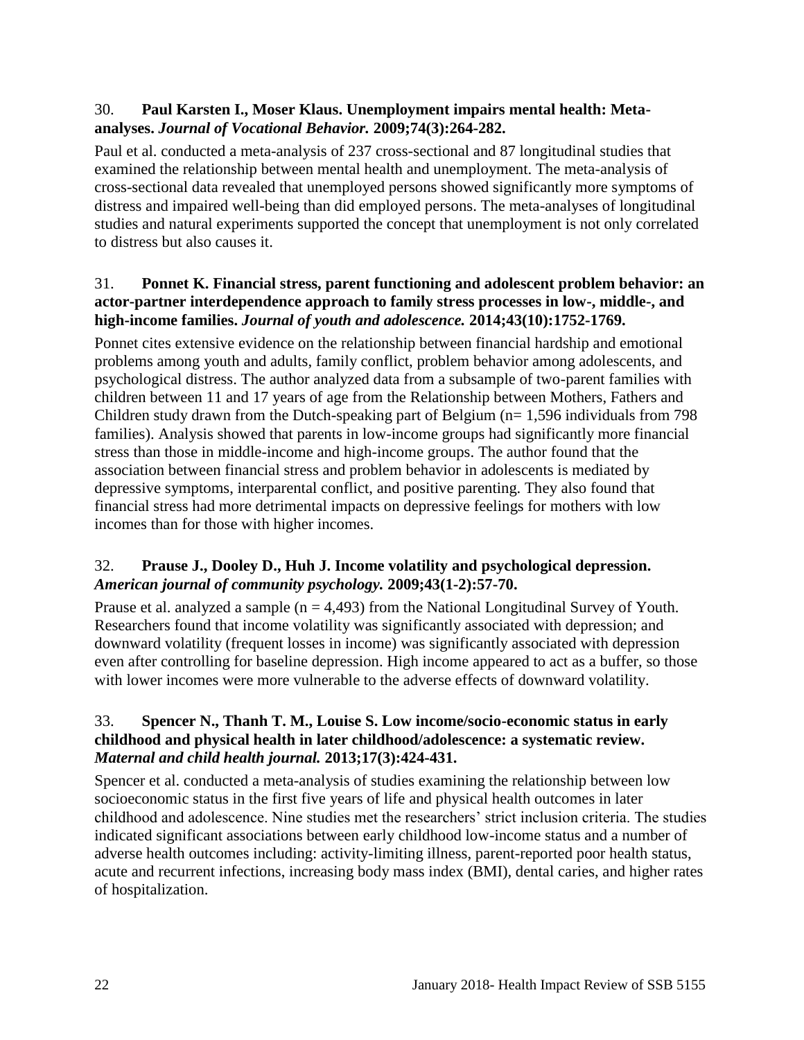30. **Paul Karsten I., Moser Klaus. Unemployment impairs mental health: Meta-analyses. *Journal of Vocational Behavior.* 2009;74(3):264-282.**

Paul et al. conducted a meta-analysis of 237 cross-sectional and 87 longitudinal studies that examined the relationship between mental health and unemployment. The meta-analysis of cross-sectional data revealed that unemployed persons showed significantly more symptoms of distress and impaired well-being than did employed persons. The meta-analyses of longitudinal studies and natural experiments supported the concept that unemployment is not only correlated to distress but also causes it.

31. **Ponnet K. Financial stress, parent functioning and adolescent problem behavior: an actor-partner interdependence approach to family stress processes in low-, middle-, and high-income families. *Journal of youth and adolescence.* 2014;43(10):1752-1769.**

Ponnet cites extensive evidence on the relationship between financial hardship and emotional problems among youth and adults, family conflict, problem behavior among adolescents, and psychological distress. The author analyzed data from a subsample of two-parent families with children between 11 and 17 years of age from the Relationship between Mothers, Fathers and Children study drawn from the Dutch-speaking part of Belgium (n= 1,596 individuals from 798 families). Analysis showed that parents in low-income groups had significantly more financial stress than those in middle-income and high-income groups. The author found that the association between financial stress and problem behavior in adolescents is mediated by depressive symptoms, interparental conflict, and positive parenting. They also found that financial stress had more detrimental impacts on depressive feelings for mothers with low incomes than for those with higher incomes.

32. **Prause J., Dooley D., Huh J. Income volatility and psychological depression. *American journal of community psychology.* 2009;43(1-2):57-70.**

Prause et al. analyzed a sample (n = 4,493) from the National Longitudinal Survey of Youth. Researchers found that income volatility was significantly associated with depression; and downward volatility (frequent losses in income) was significantly associated with depression even after controlling for baseline depression. High income appeared to act as a buffer, so those with lower incomes were more vulnerable to the adverse effects of downward volatility.

33. **Spencer N., Thanh T. M., Louise S. Low income/socio-economic status in early childhood and physical health in later childhood/adolescence: a systematic review. *Maternal and child health journal.* 2013;17(3):424-431.**

Spencer et al. conducted a meta-analysis of studies examining the relationship between low socioeconomic status in the first five years of life and physical health outcomes in later childhood and adolescence. Nine studies met the researchers' strict inclusion criteria. The studies indicated significant associations between early childhood low-income status and a number of adverse health outcomes including: activity-limiting illness, parent-reported poor health status, acute and recurrent infections, increasing body mass index (BMI), dental caries, and higher rates of hospitalization.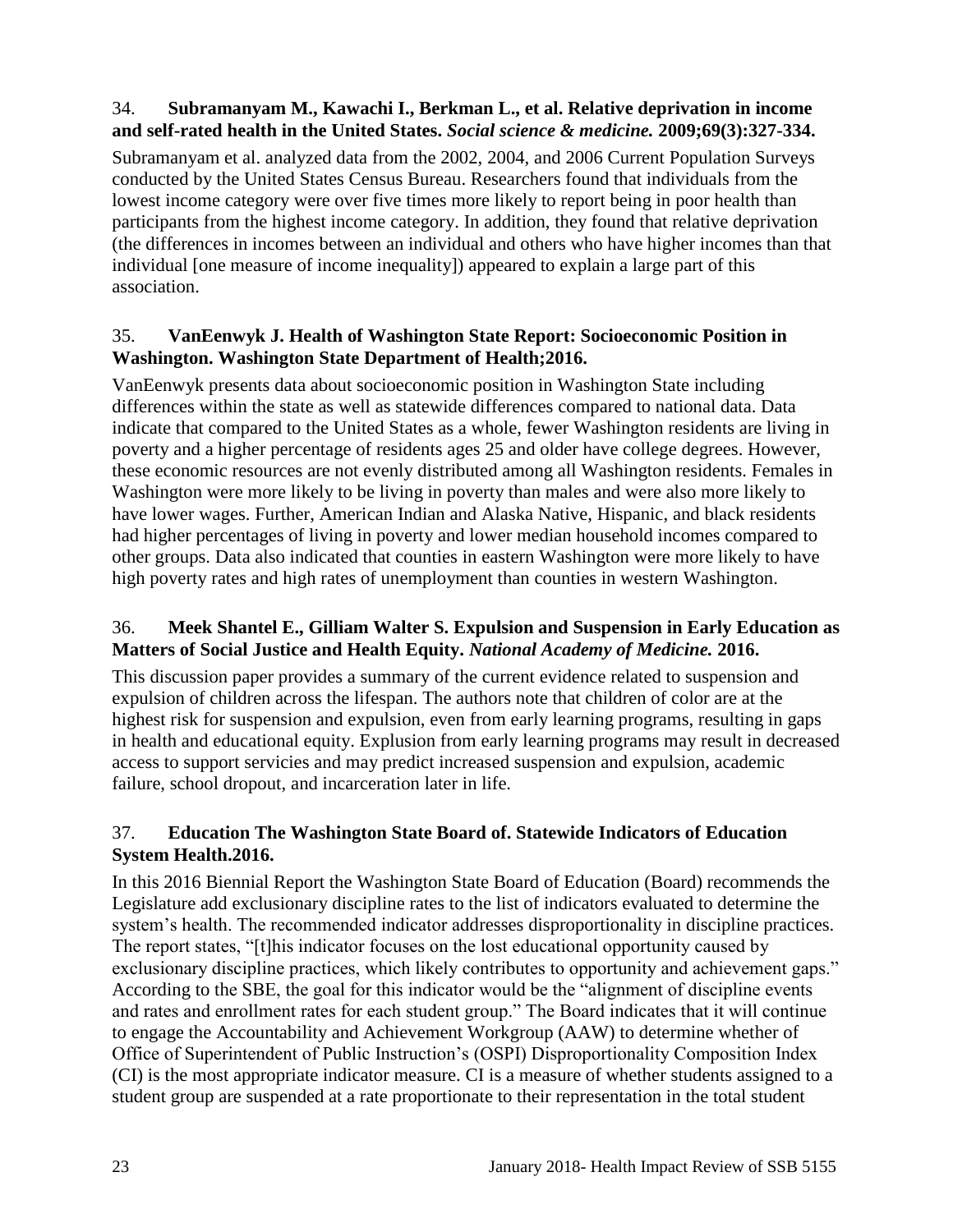34. **Subramanyam M., Kawachi I., Berkman L., et al. Relative deprivation in income and self-rated health in the United States.** ***Social science & medicine.*** **2009;69(3):327-334.**

Subramanyam et al. analyzed data from the 2002, 2004, and 2006 Current Population Surveys conducted by the United States Census Bureau. Researchers found that individuals from the lowest income category were over five times more likely to report being in poor health than participants from the highest income category. In addition, they found that relative deprivation (the differences in incomes between an individual and others who have higher incomes than that individual [one measure of income inequality]) appeared to explain a large part of this association.

35. **VanEenwyk J. Health of Washington State Report: Socioeconomic Position in Washington. Washington State Department of Health;2016.**

VanEenwyk presents data about socioeconomic position in Washington State including differences within the state as well as statewide differences compared to national data. Data indicate that compared to the United States as a whole, fewer Washington residents are living in poverty and a higher percentage of residents ages 25 and older have college degrees. However, these economic resources are not evenly distributed among all Washington residents. Females in Washington were more likely to be living in poverty than males and were also more likely to have lower wages. Further, American Indian and Alaska Native, Hispanic, and black residents had higher percentages of living in poverty and lower median household incomes compared to other groups. Data also indicated that counties in eastern Washington were more likely to have high poverty rates and high rates of unemployment than counties in western Washington.

36. **Meek Shantel E., Gilliam Walter S. Expulsion and Suspension in Early Education as Matters of Social Justice and Health Equity.** ***National Academy of Medicine.*** **2016.**

This discussion paper provides a summary of the current evidence related to suspension and expulsion of children across the lifespan. The authors note that children of color are at the highest risk for suspension and expulsion, even from early learning programs, resulting in gaps in health and educational equity. Explusion from early learning programs may result in decreased access to support servicies and may predict increased suspension and expulsion, academic failure, school dropout, and incarceration later in life.

37. **Education The Washington State Board of. Statewide Indicators of Education System Health.2016.**

In this 2016 Biennial Report the Washington State Board of Education (Board) recommends the Legislature add exclusionary discipline rates to the list of indicators evaluated to determine the system's health. The recommended indicator addresses disproportionality in discipline practices. The report states, "[t]his indicator focuses on the lost educational opportunity caused by exclusionary discipline practices, which likely contributes to opportunity and achievement gaps." According to the SBE, the goal for this indicator would be the "alignment of discipline events and rates and enrollment rates for each student group." The Board indicates that it will continue to engage the Accountability and Achievement Workgroup (AAW) to determine whether of Office of Superintendent of Public Instruction's (OSPI) Disproportionality Composition Index (CI) is the most appropriate indicator measure. CI is a measure of whether students assigned to a student group are suspended at a rate proportionate to their representation in the total student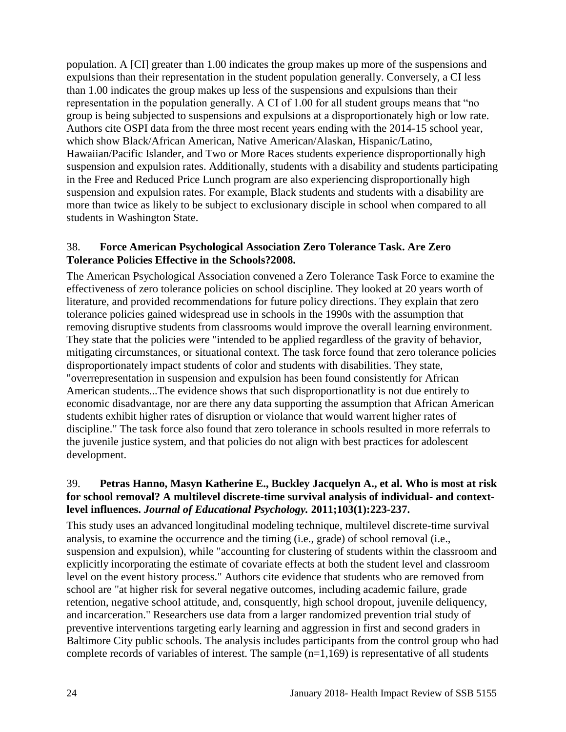population. A [CI] greater than 1.00 indicates the group makes up more of the suspensions and expulsions than their representation in the student population generally. Conversely, a CI less than 1.00 indicates the group makes up less of the suspensions and expulsions than their representation in the population generally. A CI of 1.00 for all student groups means that "no group is being subjected to suspensions and expulsions at a disproportionately high or low rate. Authors cite OSPI data from the three most recent years ending with the 2014-15 school year, which show Black/African American, Native American/Alaskan, Hispanic/Latino, Hawaiian/Pacific Islander, and Two or More Races students experience disproportionally high suspension and expulsion rates. Additionally, students with a disability and students participating in the Free and Reduced Price Lunch program are also experiencing disproportionally high suspension and expulsion rates. For example, Black students and students with a disability are more than twice as likely to be subject to exclusionary disciple in school when compared to all students in Washington State.

38. **Force American Psychological Association Zero Tolerance Task. Are Zero Tolerance Policies Effective in the Schools?2008.**

The American Psychological Association convened a Zero Tolerance Task Force to examine the effectiveness of zero tolerance policies on school discipline. They looked at 20 years worth of literature, and provided recommendations for future policy directions. They explain that zero tolerance policies gained widespread use in schools in the 1990s with the assumption that removing disruptive students from classrooms would improve the overall learning environment. They state that the policies were "intended to be applied regardless of the gravity of behavior, mitigating circumstances, or situational context. The task force found that zero tolerance policies disproportionately impact students of color and students with disabilities. They state, "overrepresentation in suspension and expulsion has been found consistently for African American students...The evidence shows that such disproportionatlity is not due entirely to economic disadvantage, nor are there any data supporting the assumption that African American students exhibit higher rates of disruption or violance that would warrent higher rates of discipline." The task force also found that zero tolerance in schools resulted in more referrals to the juvenile justice system, and that policies do not align with best practices for adolescent development.

39. **Petras Hanno, Masyn Katherine E., Buckley Jacquelyn A., et al. Who is most at risk for school removal? A multilevel discrete-time survival analysis of individual- and context-level influences.** ***Journal of Educational Psychology.*** **2011;103(1):223-237.**

This study uses an advanced longitudinal modeling technique, multilevel discrete-time survival analysis, to examine the occurrence and the timing (i.e., grade) of school removal (i.e., suspension and expulsion), while "accounting for clustering of students within the classroom and explicitly incorporating the estimate of covariate effects at both the student level and classroom level on the event history process." Authors cite evidence that students who are removed from school are "at higher risk for several negative outcomes, including academic failure, grade retention, negative school attitude, and, consquently, high school dropout, juvenile deliquency, and incarceration." Researchers use data from a larger randomized prevention trial study of preventive interventions targeting early learning and aggression in first and second graders in Baltimore City public schools. The analysis includes participants from the control group who had complete records of variables of interest. The sample (n=1,169) is representative of all students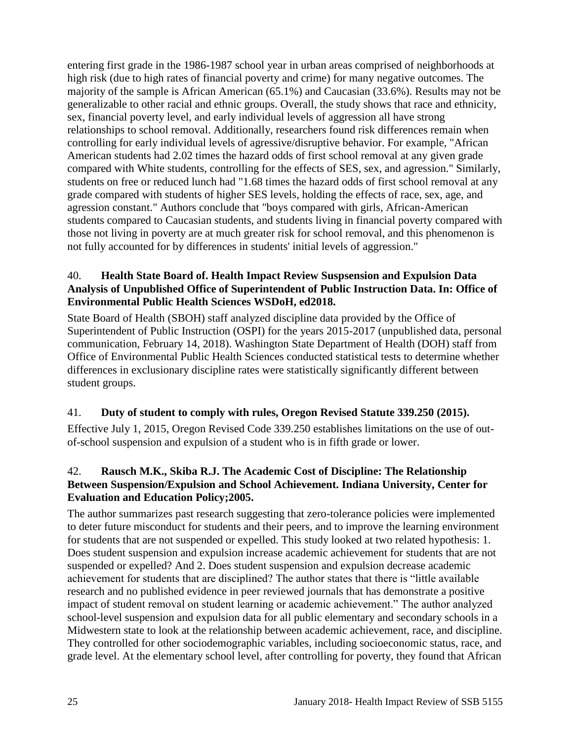entering first grade in the 1986-1987 school year in urban areas comprised of neighborhoods at high risk (due to high rates of financial poverty and crime) for many negative outcomes. The majority of the sample is African American (65.1%) and Caucasian (33.6%). Results may not be generalizable to other racial and ethnic groups. Overall, the study shows that race and ethnicity, sex, financial poverty level, and early individual levels of aggression all have strong relationships to school removal. Additionally, researchers found risk differences remain when controlling for early individual levels of agressive/disruptive behavior. For example, "African American students had 2.02 times the hazard odds of first school removal at any given grade compared with White students, controlling for the effects of SES, sex, and agression." Similarly, students on free or reduced lunch had "1.68 times the hazard odds of first school removal at any grade compared with students of higher SES levels, holding the effects of race, sex, age, and agression constant." Authors conclude that "boys compared with girls, African-American students compared to Caucasian students, and students living in financial poverty compared with those not living in poverty are at much greater risk for school removal, and this phenomenon is not fully accounted for by differences in students' initial levels of aggression."

40. **Health State Board of. Health Impact Review Suspsension and Expulsion Data Analysis of Unpublished Office of Superintendent of Public Instruction Data. In: Office of Environmental Public Health Sciences WSDoH, ed2018.**

State Board of Health (SBOH) staff analyzed discipline data provided by the Office of Superintendent of Public Instruction (OSPI) for the years 2015-2017 (unpublished data, personal communication, February 14, 2018). Washington State Department of Health (DOH) staff from Office of Environmental Public Health Sciences conducted statistical tests to determine whether differences in exclusionary discipline rates were statistically significantly different between student groups.

41. **Duty of student to comply with rules, Oregon Revised Statute 339.250 (2015).**

Effective July 1, 2015, Oregon Revised Code 339.250 establishes limitations on the use of out-of-school suspension and expulsion of a student who is in fifth grade or lower.

42. **Rausch M.K., Skiba R.J. The Academic Cost of Discipline: The Relationship Between Suspension/Expulsion and School Achievement. Indiana University, Center for Evaluation and Education Policy;2005.**

The author summarizes past research suggesting that zero-tolerance policies were implemented to deter future misconduct for students and their peers, and to improve the learning environment for students that are not suspended or expelled. This study looked at two related hypothesis: 1. Does student suspension and expulsion increase academic achievement for students that are not suspended or expelled? And 2. Does student suspension and expulsion decrease academic achievement for students that are disciplined? The author states that there is "little available research and no published evidence in peer reviewed journals that has demonstrate a positive impact of student removal on student learning or academic achievement." The author analyzed school-level suspension and expulsion data for all public elementary and secondary schools in a Midwestern state to look at the relationship between academic achievement, race, and discipline. They controlled for other sociodemographic variables, including socioeconomic status, race, and grade level. At the elementary school level, after controlling for poverty, they found that African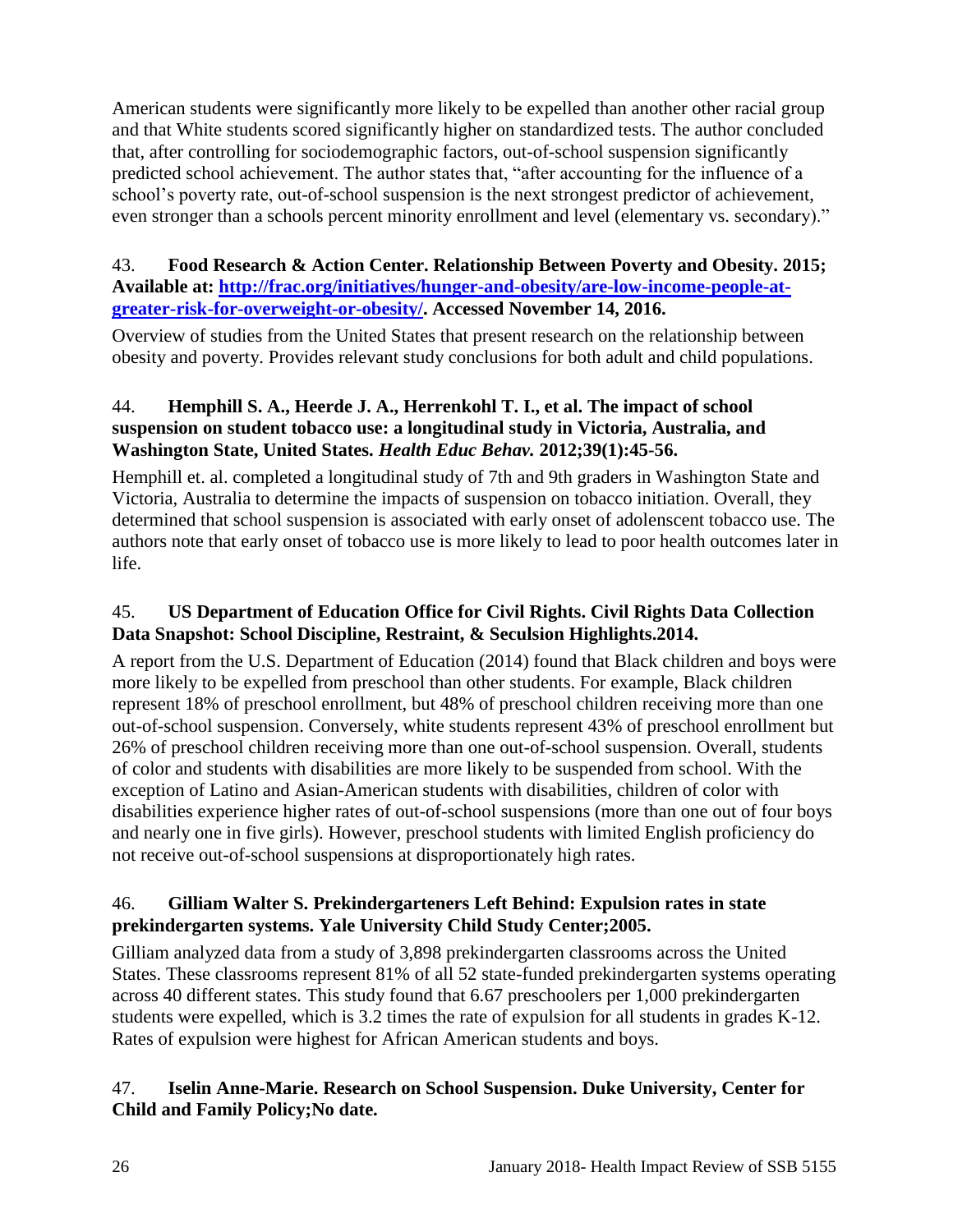American students were significantly more likely to be expelled than another other racial group and that White students scored significantly higher on standardized tests. The author concluded that, after controlling for sociodemographic factors, out-of-school suspension significantly predicted school achievement. The author states that, "after accounting for the influence of a school's poverty rate, out-of-school suspension is the next strongest predictor of achievement, even stronger than a schools percent minority enrollment and level (elementary vs. secondary)."

43. **Food Research & Action Center. Relationship Between Poverty and Obesity. 2015; Available at: [http://frac.org/initiatives/hunger-and-obesity/are-low-income-people-at-greater-risk-for-overweight-or-obesity/](http://frac.org/initiatives/hunger-and-obesity/are-low-income-people-at-greater-risk-for-overweight-or-obesity/). Accessed November 14, 2016.**

Overview of studies from the United States that present research on the relationship between obesity and poverty. Provides relevant study conclusions for both adult and child populations.

44. **Hemphill S. A., Heerde J. A., Herrenkohl T. I., et al. The impact of school suspension on student tobacco use: a longitudinal study in Victoria, Australia, and Washington State, United States. *Health Educ Behav.* 2012;39(1):45-56.**

Hemphill et. al. completed a longitudinal study of 7th and 9th graders in Washington State and Victoria, Australia to determine the impacts of suspension on tobacco initiation. Overall, they determined that school suspension is associated with early onset of adolenscent tobacco use. The authors note that early onset of tobacco use is more likely to lead to poor health outcomes later in life.

45. **US Department of Education Office for Civil Rights. Civil Rights Data Collection Data Snapshot: School Discipline, Restraint, & Seculsion Highlights.2014.**

A report from the U.S. Department of Education (2014) found that Black children and boys were more likely to be expelled from preschool than other students. For example, Black children represent 18% of preschool enrollment, but 48% of preschool children receiving more than one out-of-school suspension. Conversely, white students represent 43% of preschool enrollment but 26% of preschool children receiving more than one out-of-school suspension. Overall, students of color and students with disabilities are more likely to be suspended from school. With the exception of Latino and Asian-American students with disabilities, children of color with disabilities experience higher rates of out-of-school suspensions (more than one out of four boys and nearly one in five girls). However, preschool students with limited English proficiency do not receive out-of-school suspensions at disproportionately high rates.

46. **Gilliam Walter S. Prekindergarteners Left Behind: Expulsion rates in state prekindergarten systems. Yale University Child Study Center;2005.**

Gilliam analyzed data from a study of 3,898 prekindergarten classrooms across the United States. These classrooms represent 81% of all 52 state-funded prekindergarten systems operating across 40 different states. This study found that 6.67 preschoolers per 1,000 prekindergarten students were expelled, which is 3.2 times the rate of expulsion for all students in grades K-12. Rates of expulsion were highest for African American students and boys.

47. **Iselin Anne-Marie. Research on School Suspension. Duke University, Center for Child and Family Policy;No date.**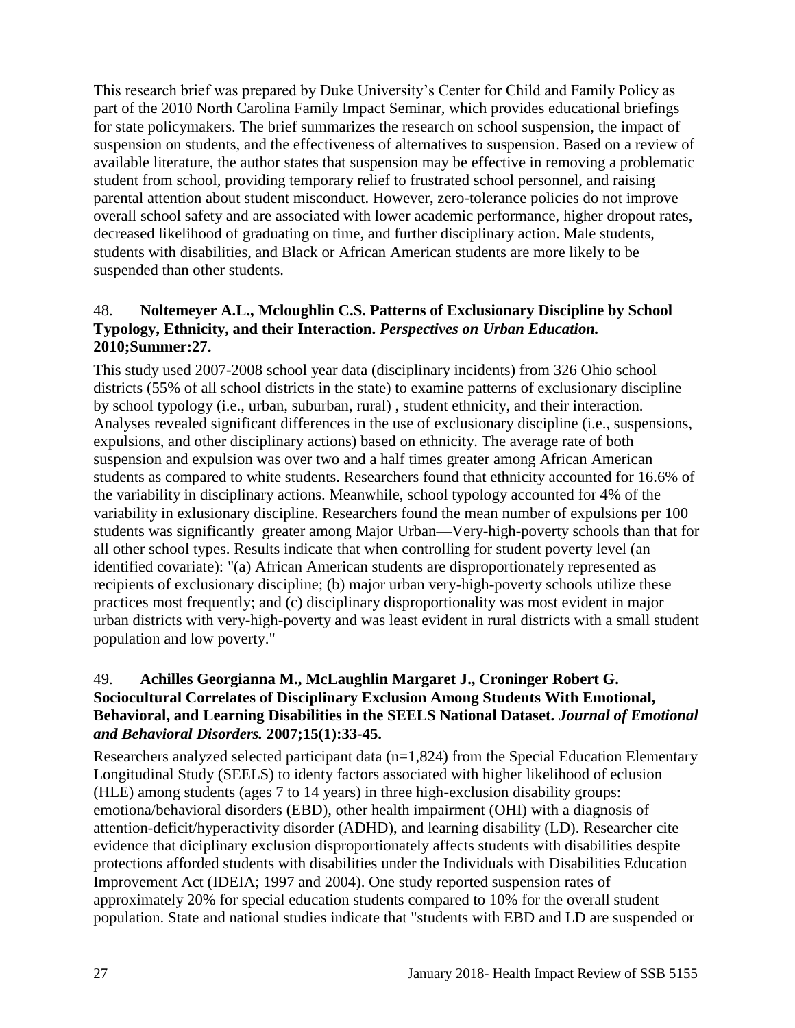This research brief was prepared by Duke University's Center for Child and Family Policy as part of the 2010 North Carolina Family Impact Seminar, which provides educational briefings for state policymakers. The brief summarizes the research on school suspension, the impact of suspension on students, and the effectiveness of alternatives to suspension. Based on a review of available literature, the author states that suspension may be effective in removing a problematic student from school, providing temporary relief to frustrated school personnel, and raising parental attention about student misconduct. However, zero-tolerance policies do not improve overall school safety and are associated with lower academic performance, higher dropout rates, decreased likelihood of graduating on time, and further disciplinary action. Male students, students with disabilities, and Black or African American students are more likely to be suspended than other students.

48. **Noltemeyer A.L., Mcloughlin C.S. Patterns of Exclusionary Discipline by School Typology, Ethnicity, and their Interaction. *Perspectives on Urban Education.* 2010;Summer:27.**

This study used 2007-2008 school year data (disciplinary incidents) from 326 Ohio school districts (55% of all school districts in the state) to examine patterns of exclusionary discipline by school typology (i.e., urban, suburban, rural) , student ethnicity, and their interaction. Analyses revealed significant differences in the use of exclusionary discipline (i.e., suspensions, expulsions, and other disciplinary actions) based on ethnicity. The average rate of both suspension and expulsion was over two and a half times greater among African American students as compared to white students. Researchers found that ethnicity accounted for 16.6% of the variability in disciplinary actions. Meanwhile, school typology accounted for 4% of the variability in exlusionary discipline. Researchers found the mean number of expulsions per 100 students was significantly greater among Major Urban—Very-high-poverty schools than that for all other school types. Results indicate that when controlling for student poverty level (an identified covariate): "(a) African American students are disproportionately represented as recipients of exclusionary discipline; (b) major urban very-high-poverty schools utilize these practices most frequently; and (c) disciplinary disproportionality was most evident in major urban districts with very-high-poverty and was least evident in rural districts with a small student population and low poverty."

49. **Achilles Georgianna M., McLaughlin Margaret J., Croninger Robert G. Sociocultural Correlates of Disciplinary Exclusion Among Students With Emotional, Behavioral, and Learning Disabilities in the SEELS National Dataset. *Journal of Emotional and Behavioral Disorders.* 2007;15(1):33-45.**

Researchers analyzed selected participant data (n=1,824) from the Special Education Elementary Longitudinal Study (SEELS) to identy factors associated with higher likelihood of eclusion (HLE) among students (ages 7 to 14 years) in three high-exclusion disability groups: emotiona/behavioral disorders (EBD), other health impairment (OHI) with a diagnosis of attention-deficit/hyperactivity disorder (ADHD), and learning disability (LD). Researcher cite evidence that diciplinary exclusion disproportionately affects students with disabilities despite protections afforded students with disabilities under the Individuals with Disabilities Education Improvement Act (IDEIA; 1997 and 2004). One study reported suspension rates of approximately 20% for special education students compared to 10% for the overall student population. State and national studies indicate that "students with EBD and LD are suspended or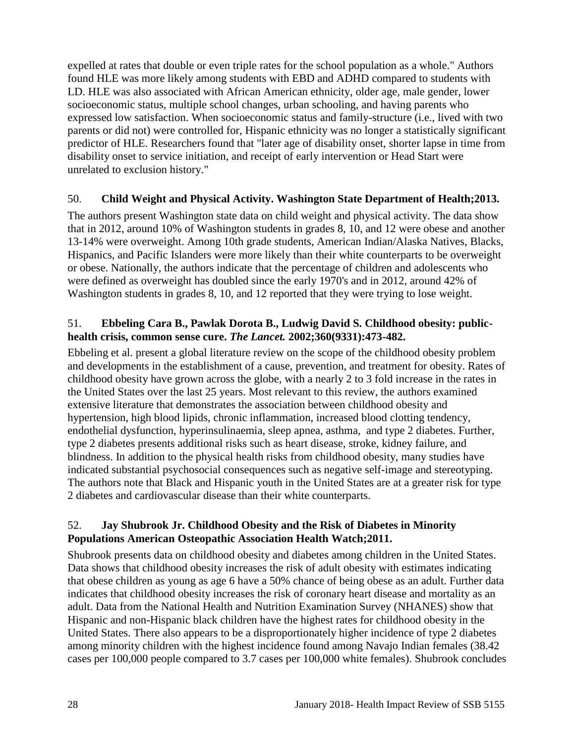expelled at rates that double or even triple rates for the school population as a whole." Authors found HLE was more likely among students with EBD and ADHD compared to students with LD. HLE was also associated with African American ethnicity, older age, male gender, lower socioeconomic status, multiple school changes, urban schooling, and having parents who expressed low satisfaction. When socioeconomic status and family-structure (i.e., lived with two parents or did not) were controlled for, Hispanic ethnicity was no longer a statistically significant predictor of HLE. Researchers found that "later age of disability onset, shorter lapse in time from disability onset to service initiation, and receipt of early intervention or Head Start were unrelated to exclusion history."

50. **Child Weight and Physical Activity. Washington State Department of Health;2013.**

The authors present Washington state data on child weight and physical activity. The data show that in 2012, around 10% of Washington students in grades 8, 10, and 12 were obese and another 13-14% were overweight. Among 10th grade students, American Indian/Alaska Natives, Blacks, Hispanics, and Pacific Islanders were more likely than their white counterparts to be overweight or obese. Nationally, the authors indicate that the percentage of children and adolescents who were defined as overweight has doubled since the early 1970's and in 2012, around 42% of Washington students in grades 8, 10, and 12 reported that they were trying to lose weight.

51. **Ebbeling Cara B., Pawlak Dorota B., Ludwig David S. Childhood obesity: public-health crisis, common sense cure. *The Lancet.* 2002;360(9331):473-482.**

Ebbeling et al. present a global literature review on the scope of the childhood obesity problem and developments in the establishment of a cause, prevention, and treatment for obesity. Rates of childhood obesity have grown across the globe, with a nearly 2 to 3 fold increase in the rates in the United States over the last 25 years. Most relevant to this review, the authors examined extensive literature that demonstrates the association between childhood obesity and hypertension, high blood lipids, chronic inflammation, increased blood clotting tendency, endothelial dysfunction, hyperinsulinaemia, sleep apnea, asthma, and type 2 diabetes. Further, type 2 diabetes presents additional risks such as heart disease, stroke, kidney failure, and blindness. In addition to the physical health risks from childhood obesity, many studies have indicated substantial psychosocial consequences such as negative self-image and stereotyping. The authors note that Black and Hispanic youth in the United States are at a greater risk for type 2 diabetes and cardiovascular disease than their white counterparts.

52. **Jay Shubrook Jr. Childhood Obesity and the Risk of Diabetes in Minority Populations American Osteopathic Association Health Watch;2011.**

Shubrook presents data on childhood obesity and diabetes among children in the United States. Data shows that childhood obesity increases the risk of adult obesity with estimates indicating that obese children as young as age 6 have a 50% chance of being obese as an adult. Further data indicates that childhood obesity increases the risk of coronary heart disease and mortality as an adult. Data from the National Health and Nutrition Examination Survey (NHANES) show that Hispanic and non-Hispanic black children have the highest rates for childhood obesity in the United States. There also appears to be a disproportionately higher incidence of type 2 diabetes among minority children with the highest incidence found among Navajo Indian females (38.42 cases per 100,000 people compared to 3.7 cases per 100,000 white females). Shubrook concludes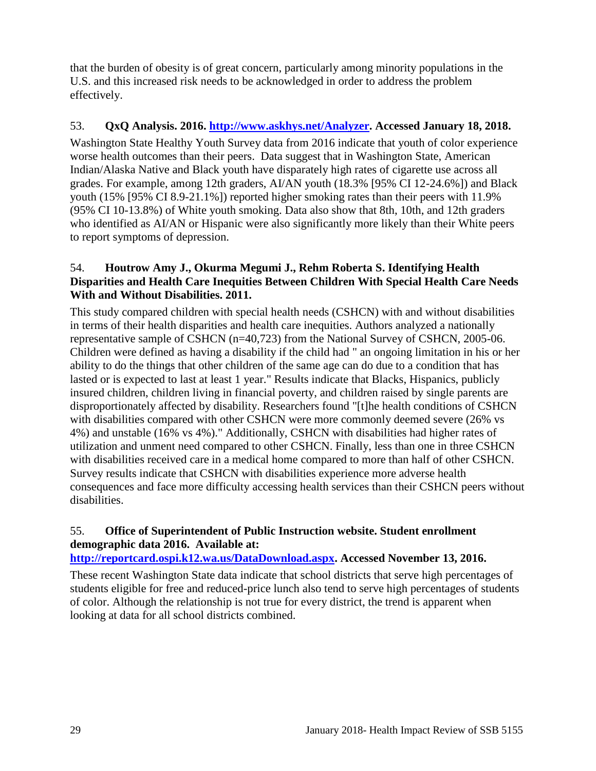that the burden of obesity is of great concern, particularly among minority populations in the U.S. and this increased risk needs to be acknowledged in order to address the problem effectively.

53. **QxQ Analysis. 2016. [http://www.askhys.net/Analyzer](http://www.askhys.net/Analyzer). Accessed January 18, 2018.**

Washington State Healthy Youth Survey data from 2016 indicate that youth of color experience worse health outcomes than their peers. Data suggest that in Washington State, American Indian/Alaska Native and Black youth have disparately high rates of cigarette use across all grades. For example, among 12th graders, AI/AN youth (18.3% [95% CI 12-24.6%]) and Black youth (15% [95% CI 8.9-21.1%]) reported higher smoking rates than their peers with 11.9% (95% CI 10-13.8%) of White youth smoking. Data also show that 8th, 10th, and 12th graders who identified as AI/AN or Hispanic were also significantly more likely than their White peers to report symptoms of depression.

54. **Houtrow Amy J., Okurma Megumi J., Rehm Roberta S. Identifying Health Disparities and Health Care Inequities Between Children With Special Health Care Needs With and Without Disabilities. 2011.**

This study compared children with special health needs (CSHCN) with and without disabilities in terms of their health disparities and health care inequities. Authors analyzed a nationally representative sample of CSHCN (n=40,723) from the National Survey of CSHCN, 2005-06. Children were defined as having a disability if the child had " an ongoing limitation in his or her ability to do the things that other children of the same age can do due to a condition that has lasted or is expected to last at least 1 year." Results indicate that Blacks, Hispanics, publicly insured children, children living in financial poverty, and children raised by single parents are disproportionately affected by disability. Researchers found "[t]he health conditions of CSHCN with disabilities compared with other CSHCN were more commonly deemed severe (26% vs 4%) and unstable (16% vs 4%)." Additionally, CSHCN with disabilities had higher rates of utilization and unment need compared to other CSHCN. Finally, less than one in three CSHCN with disabilities received care in a medical home compared to more than half of other CSHCN. Survey results indicate that CSHCN with disabilities experience more adverse health consequences and face more difficulty accessing health services than their CSHCN peers without disabilities.

55. **Office of Superintendent of Public Instruction website. Student enrollment demographic data 2016. Available at: [http://reportcard.ospi.k12.wa.us/DataDownload.aspx](http://reportcard.ospi.k12.wa.us/DataDownload.aspx). Accessed November 13, 2016.**

These recent Washington State data indicate that school districts that serve high percentages of students eligible for free and reduced-price lunch also tend to serve high percentages of students of color. Although the relationship is not true for every district, the trend is apparent when looking at data for all school districts combined.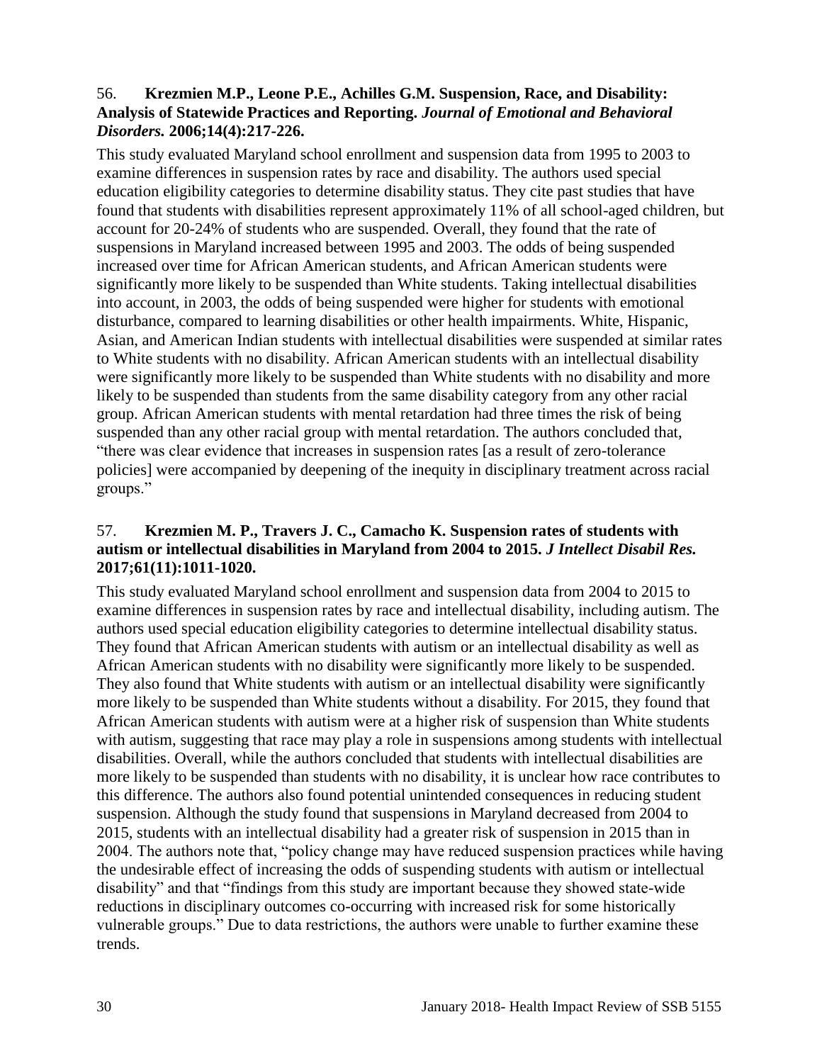56. **Krezmien M.P., Leone P.E., Achilles G.M. Suspension, Race, and Disability: Analysis of Statewide Practices and Reporting.** ***Journal of Emotional and Behavioral Disorders.*** **2006;14(4):217-226.**

This study evaluated Maryland school enrollment and suspension data from 1995 to 2003 to examine differences in suspension rates by race and disability. The authors used special education eligibility categories to determine disability status. They cite past studies that have found that students with disabilities represent approximately 11% of all school-aged children, but account for 20-24% of students who are suspended. Overall, they found that the rate of suspensions in Maryland increased between 1995 and 2003. The odds of being suspended increased over time for African American students, and African American students were significantly more likely to be suspended than White students. Taking intellectual disabilities into account, in 2003, the odds of being suspended were higher for students with emotional disturbance, compared to learning disabilities or other health impairments. White, Hispanic, Asian, and American Indian students with intellectual disabilities were suspended at similar rates to White students with no disability. African American students with an intellectual disability were significantly more likely to be suspended than White students with no disability and more likely to be suspended than students from the same disability category from any other racial group. African American students with mental retardation had three times the risk of being suspended than any other racial group with mental retardation. The authors concluded that, "there was clear evidence that increases in suspension rates [as a result of zero-tolerance policies] were accompanied by deepening of the inequity in disciplinary treatment across racial groups."

57. **Krezmien M. P., Travers J. C., Camacho K. Suspension rates of students with autism or intellectual disabilities in Maryland from 2004 to 2015.** ***J Intellect Disabil Res.*** **2017;61(11):1011-1020.**

This study evaluated Maryland school enrollment and suspension data from 2004 to 2015 to examine differences in suspension rates by race and intellectual disability, including autism. The authors used special education eligibility categories to determine intellectual disability status. They found that African American students with autism or an intellectual disability as well as African American students with no disability were significantly more likely to be suspended. They also found that White students with autism or an intellectual disability were significantly more likely to be suspended than White students without a disability. For 2015, they found that African American students with autism were at a higher risk of suspension than White students with autism, suggesting that race may play a role in suspensions among students with intellectual disabilities. Overall, while the authors concluded that students with intellectual disabilities are more likely to be suspended than students with no disability, it is unclear how race contributes to this difference. The authors also found potential unintended consequences in reducing student suspension. Although the study found that suspensions in Maryland decreased from 2004 to 2015, students with an intellectual disability had a greater risk of suspension in 2015 than in 2004. The authors note that, "policy change may have reduced suspension practices while having the undesirable effect of increasing the odds of suspending students with autism or intellectual disability" and that "findings from this study are important because they showed state-wide reductions in disciplinary outcomes co-occurring with increased risk for some historically vulnerable groups." Due to data restrictions, the authors were unable to further examine these trends.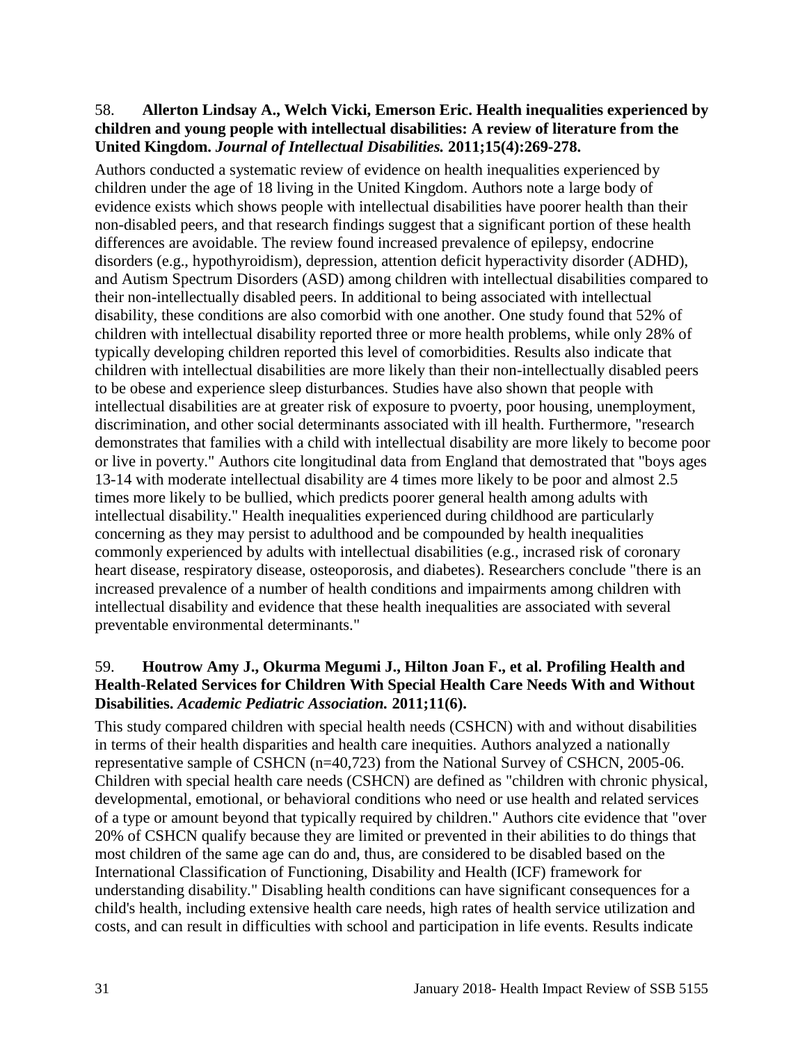58. **Allerton Lindsay A., Welch Vicki, Emerson Eric. Health inequalities experienced by children and young people with intellectual disabilities: A review of literature from the United Kingdom.** ***Journal of Intellectual Disabilities.*** **2011;15(4):269-278.**

Authors conducted a systematic review of evidence on health inequalities experienced by children under the age of 18 living in the United Kingdom. Authors note a large body of evidence exists which shows people with intellectual disabilities have poorer health than their non-disabled peers, and that research findings suggest that a significant portion of these health differences are avoidable. The review found increased prevalence of epilepsy, endocrine disorders (e.g., hypothyroidism), depression, attention deficit hyperactivity disorder (ADHD), and Autism Spectrum Disorders (ASD) among children with intellectual disabilities compared to their non-intellectually disabled peers. In additional to being associated with intellectual disability, these conditions are also comorbid with one another. One study found that 52% of children with intellectual disability reported three or more health problems, while only 28% of typically developing children reported this level of comorbidities. Results also indicate that children with intellectual disabilities are more likely than their non-intellectually disabled peers to be obese and experience sleep disturbances. Studies have also shown that people with intellectual disabilities are at greater risk of exposure to pvoerty, poor housing, unemployment, discrimination, and other social determinants associated with ill health. Furthermore, "research demonstrates that families with a child with intellectual disability are more likely to become poor or live in poverty." Authors cite longitudinal data from England that demostrated that "boys ages 13-14 with moderate intellectual disability are 4 times more likely to be poor and almost 2.5 times more likely to be bullied, which predicts poorer general health among adults with intellectual disability." Health inequalities experienced during childhood are particularly concerning as they may persist to adulthood and be compounded by health inequalities commonly experienced by adults with intellectual disabilities (e.g., incrased risk of coronary heart disease, respiratory disease, osteoporosis, and diabetes). Researchers conclude "there is an increased prevalence of a number of health conditions and impairments among children with intellectual disability and evidence that these health inequalities are associated with several preventable environmental determinants."

59. **Houtrow Amy J., Okurma Megumi J., Hilton Joan F., et al. Profiling Health and Health-Related Services for Children With Special Health Care Needs With and Without Disabilities.** ***Academic Pediatric Association.*** **2011;11(6).**

This study compared children with special health needs (CSHCN) with and without disabilities in terms of their health disparities and health care inequities. Authors analyzed a nationally representative sample of CSHCN (n=40,723) from the National Survey of CSHCN, 2005-06. Children with special health care needs (CSHCN) are defined as "children with chronic physical, developmental, emotional, or behavioral conditions who need or use health and related services of a type or amount beyond that typically required by children." Authors cite evidence that "over 20% of CSHCN qualify because they are limited or prevented in their abilities to do things that most children of the same age can do and, thus, are considered to be disabled based on the International Classification of Functioning, Disability and Health (ICF) framework for understanding disability." Disabling health conditions can have significant consequences for a child's health, including extensive health care needs, high rates of health service utilization and costs, and can result in difficulties with school and participation in life events. Results indicate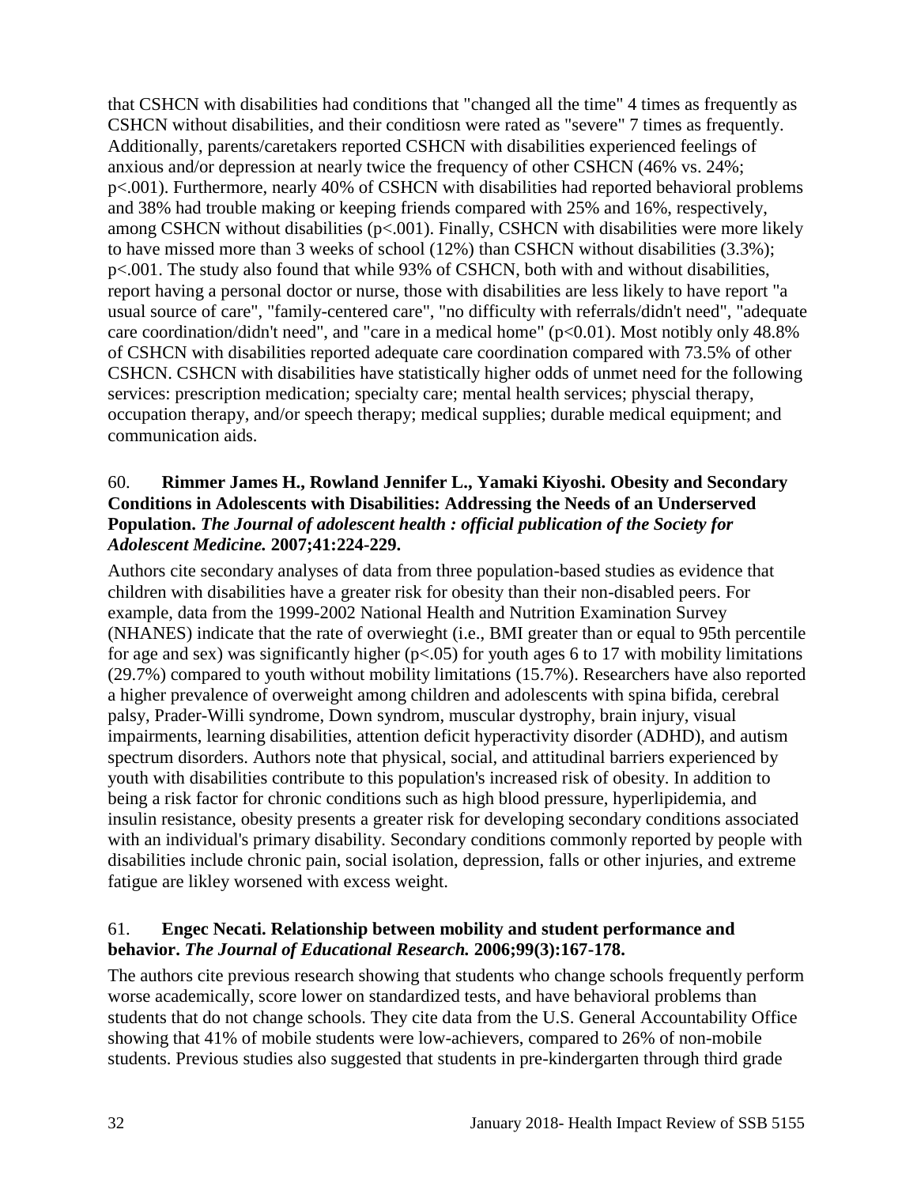that CSHCN with disabilities had conditions that "changed all the time" 4 times as frequently as CSHCN without disabilities, and their conditiosn were rated as "severe" 7 times as frequently. Additionally, parents/caretakers reported CSHCN with disabilities experienced feelings of anxious and/or depression at nearly twice the frequency of other CSHCN (46% vs. 24%; p<.001). Furthermore, nearly 40% of CSHCN with disabilities had reported behavioral problems and 38% had trouble making or keeping friends compared with 25% and 16%, respectively, among CSHCN without disabilities (p<.001). Finally, CSHCN with disabilities were more likely to have missed more than 3 weeks of school (12%) than CSHCN without disabilities (3.3%); p<.001. The study also found that while 93% of CSHCN, both with and without disabilities, report having a personal doctor or nurse, those with disabilities are less likely to have report "a usual source of care", "family-centered care", "no difficulty with referrals/didn't need", "adequate care coordination/didn't need", and "care in a medical home" (p<0.01). Most notibly only 48.8% of CSHCN with disabilities reported adequate care coordination compared with 73.5% of other CSHCN. CSHCN with disabilities have statistically higher odds of unmet need for the following services: prescription medication; specialty care; mental health services; physcial therapy, occupation therapy, and/or speech therapy; medical supplies; durable medical equipment; and communication aids.

60. **Rimmer James H., Rowland Jennifer L., Yamaki Kiyoshi. Obesity and Secondary Conditions in Adolescents with Disabilities: Addressing the Needs of an Underserved Population.** ***The Journal of adolescent health : official publication of the Society for Adolescent Medicine.*** **2007;41:224-229.**

Authors cite secondary analyses of data from three population-based studies as evidence that children with disabilities have a greater risk for obesity than their non-disabled peers. For example, data from the 1999-2002 National Health and Nutrition Examination Survey (NHANES) indicate that the rate of overwieght (i.e., BMI greater than or equal to 95th percentile for age and sex) was significantly higher (p<.05) for youth ages 6 to 17 with mobility limitations (29.7%) compared to youth without mobility limitations (15.7%). Researchers have also reported a higher prevalence of overweight among children and adolescents with spina bifida, cerebral palsy, Prader-Willi syndrome, Down syndrom, muscular dystrophy, brain injury, visual impairments, learning disabilities, attention deficit hyperactivity disorder (ADHD), and autism spectrum disorders. Authors note that physical, social, and attitudinal barriers experienced by youth with disabilities contribute to this population's increased risk of obesity. In addition to being a risk factor for chronic conditions such as high blood pressure, hyperlipidemia, and insulin resistance, obesity presents a greater risk for developing secondary conditions associated with an individual's primary disability. Secondary conditions commonly reported by people with disabilities include chronic pain, social isolation, depression, falls or other injuries, and extreme fatigue are likley worsened with excess weight.

61. **Engec Necati. Relationship between mobility and student performance and behavior.** ***The Journal of Educational Research.*** **2006;99(3):167-178.**

The authors cite previous research showing that students who change schools frequently perform worse academically, score lower on standardized tests, and have behavioral problems than students that do not change schools. They cite data from the U.S. General Accountability Office showing that 41% of mobile students were low-achievers, compared to 26% of non-mobile students. Previous studies also suggested that students in pre-kindergarten through third grade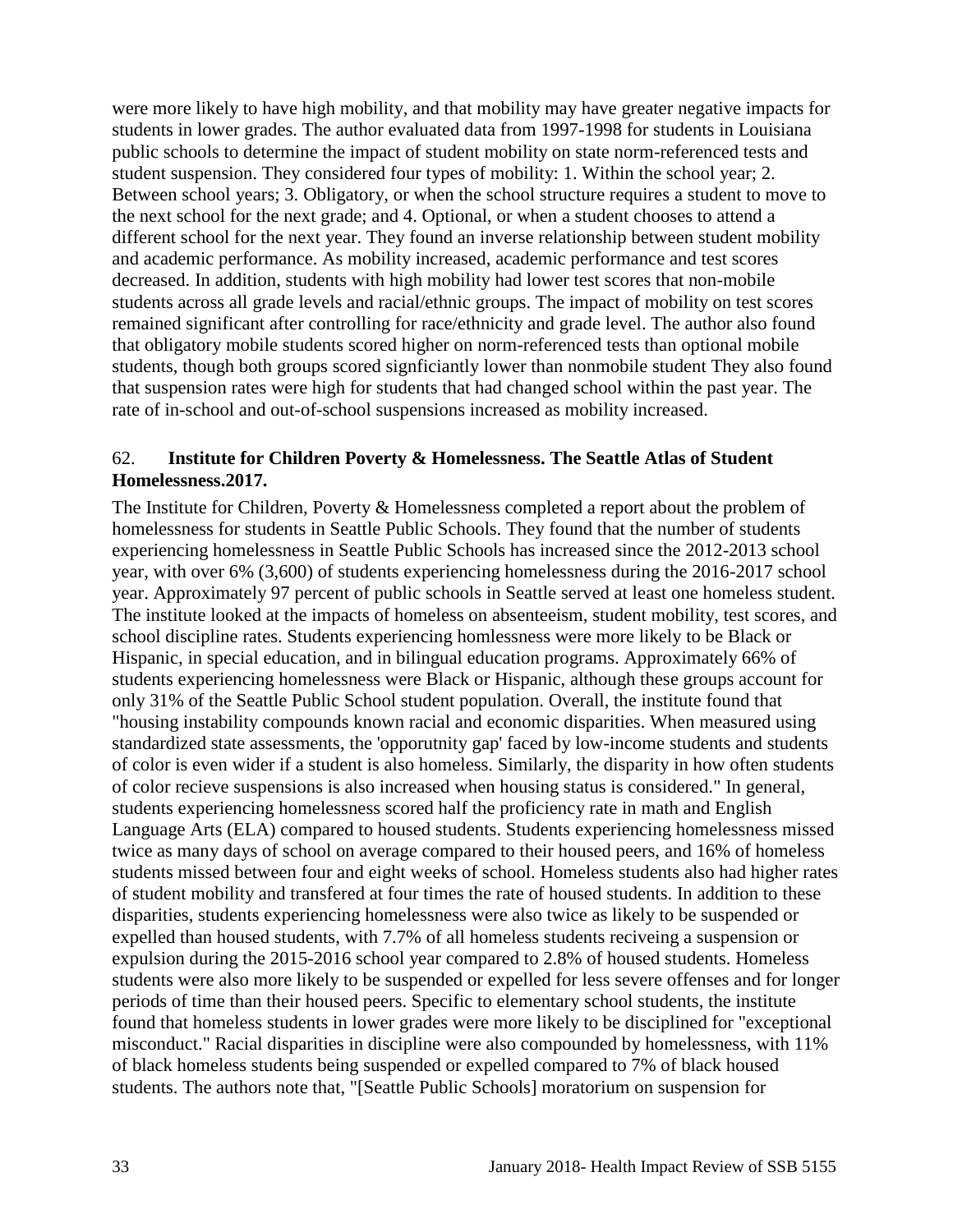were more likely to have high mobility, and that mobility may have greater negative impacts for students in lower grades. The author evaluated data from 1997-1998 for students in Louisiana public schools to determine the impact of student mobility on state norm-referenced tests and student suspension. They considered four types of mobility: 1. Within the school year; 2. Between school years; 3. Obligatory, or when the school structure requires a student to move to the next school for the next grade; and 4. Optional, or when a student chooses to attend a different school for the next year. They found an inverse relationship between student mobility and academic performance. As mobility increased, academic performance and test scores decreased. In addition, students with high mobility had lower test scores that non-mobile students across all grade levels and racial/ethnic groups. The impact of mobility on test scores remained significant after controlling for race/ethnicity and grade level. The author also found that obligatory mobile students scored higher on norm-referenced tests than optional mobile students, though both groups scored signficiantly lower than nonmobile student They also found that suspension rates were high for students that had changed school within the past year. The rate of in-school and out-of-school suspensions increased as mobility increased.

62. **Institute for Children Poverty & Homelessness. The Seattle Atlas of Student Homelessness.2017.**

The Institute for Children, Poverty & Homelessness completed a report about the problem of homelessness for students in Seattle Public Schools. They found that the number of students experiencing homelessness in Seattle Public Schools has increased since the 2012-2013 school year, with over 6% (3,600) of students experiencing homelessness during the 2016-2017 school year. Approximately 97 percent of public schools in Seattle served at least one homeless student. The institute looked at the impacts of homeless on absenteeism, student mobility, test scores, and school discipline rates. Students experiencing homlessness were more likely to be Black or Hispanic, in special education, and in bilingual education programs. Approximately 66% of students experiencing homelessness were Black or Hispanic, although these groups account for only 31% of the Seattle Public School student population. Overall, the institute found that "housing instability compounds known racial and economic disparities. When measured using standardized state assessments, the 'opporutnity gap' faced by low-income students and students of color is even wider if a student is also homeless. Similarly, the disparity in how often students of color recieve suspensions is also increased when housing status is considered." In general, students experiencing homelessness scored half the proficiency rate in math and English Language Arts (ELA) compared to housed students. Students experiencing homelessness missed twice as many days of school on average compared to their housed peers, and 16% of homeless students missed between four and eight weeks of school. Homeless students also had higher rates of student mobility and transfered at four times the rate of housed students. In addition to these disparities, students experiencing homelessness were also twice as likely to be suspended or expelled than housed students, with 7.7% of all homeless students reciveing a suspension or expulsion during the 2015-2016 school year compared to 2.8% of housed students. Homeless students were also more likely to be suspended or expelled for less severe offenses and for longer periods of time than their housed peers. Specific to elementary school students, the institute found that homeless students in lower grades were more likely to be disciplined for "exceptional misconduct." Racial disparities in discipline were also compounded by homelessness, with 11% of black homeless students being suspended or expelled compared to 7% of black housed students. The authors note that, "[Seattle Public Schools] moratorium on suspension for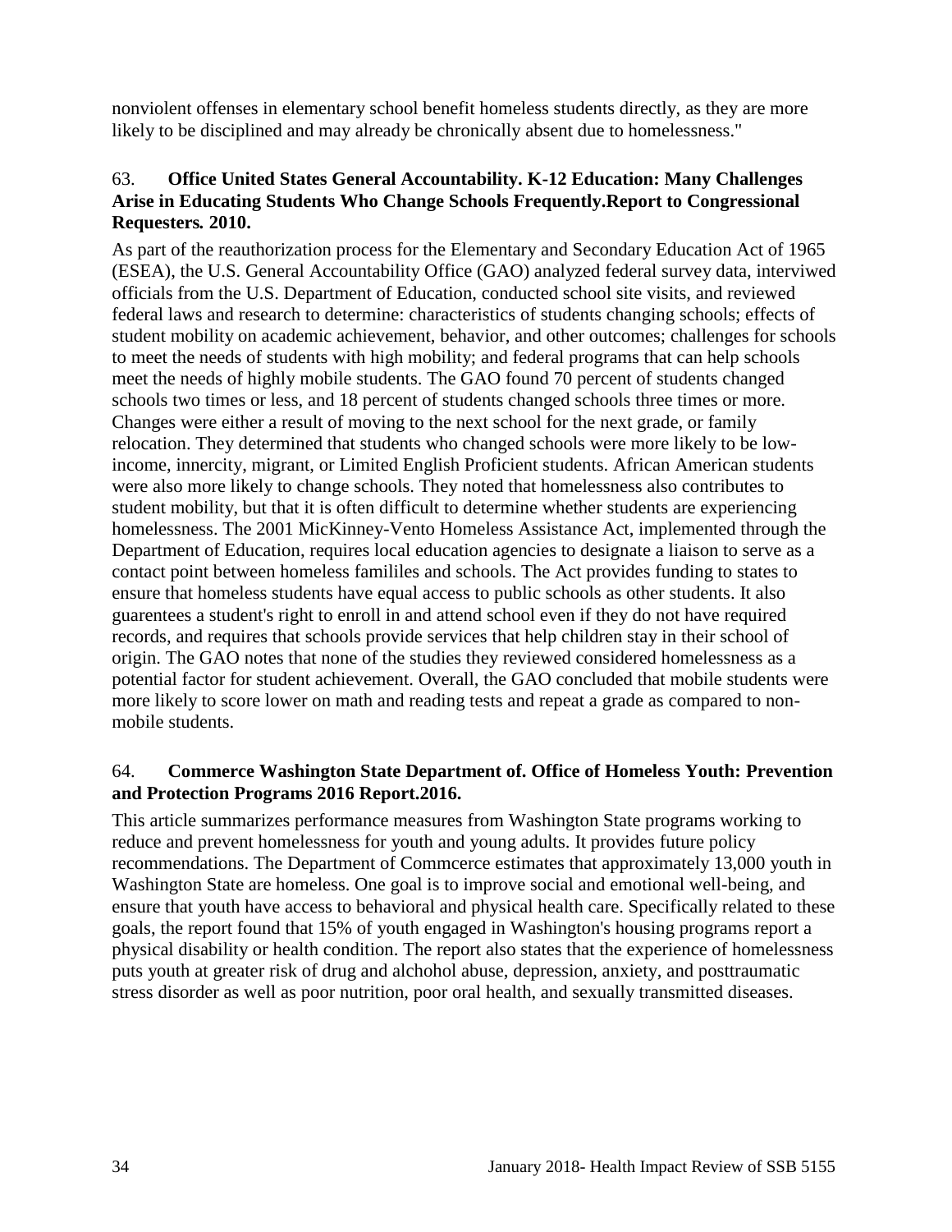nonviolent offenses in elementary school benefit homeless students directly, as they are more likely to be disciplined and may already be chronically absent due to homelessness."

63. **Office United States General Accountability. K-12 Education: Many Challenges Arise in Educating Students Who Change Schools Frequently.Report to Congressional Requesters. 2010.**

As part of the reauthorization process for the Elementary and Secondary Education Act of 1965 (ESEA), the U.S. General Accountability Office (GAO) analyzed federal survey data, interviwed officials from the U.S. Department of Education, conducted school site visits, and reviewed federal laws and research to determine: characteristics of students changing schools; effects of student mobility on academic achievement, behavior, and other outcomes; challenges for schools to meet the needs of students with high mobility; and federal programs that can help schools meet the needs of highly mobile students. The GAO found 70 percent of students changed schools two times or less, and 18 percent of students changed schools three times or more. Changes were either a result of moving to the next school for the next grade, or family relocation. They determined that students who changed schools were more likely to be low-income, innercity, migrant, or Limited English Proficient students. African American students were also more likely to change schools. They noted that homelessness also contributes to student mobility, but that it is often difficult to determine whether students are experiencing homelessness. The 2001 MicKinney-Vento Homeless Assistance Act, implemented through the Department of Education, requires local education agencies to designate a liaison to serve as a contact point between homeless famililes and schools. The Act provides funding to states to ensure that homeless students have equal access to public schools as other students. It also guarentees a student's right to enroll in and attend school even if they do not have required records, and requires that schools provide services that help children stay in their school of origin. The GAO notes that none of the studies they reviewed considered homelessness as a potential factor for student achievement. Overall, the GAO concluded that mobile students were more likely to score lower on math and reading tests and repeat a grade as compared to non-mobile students.

64. **Commerce Washington State Department of. Office of Homeless Youth: Prevention and Protection Programs 2016 Report.2016.**

This article summarizes performance measures from Washington State programs working to reduce and prevent homelessness for youth and young adults. It provides future policy recommendations. The Department of Commcerce estimates that approximately 13,000 youth in Washington State are homeless. One goal is to improve social and emotional well-being, and ensure that youth have access to behavioral and physical health care. Specifically related to these goals, the report found that 15% of youth engaged in Washington's housing programs report a physical disability or health condition. The report also states that the experience of homelessness puts youth at greater risk of drug and alchohol abuse, depression, anxiety, and posttraumatic stress disorder as well as poor nutrition, poor oral health, and sexually transmitted diseases.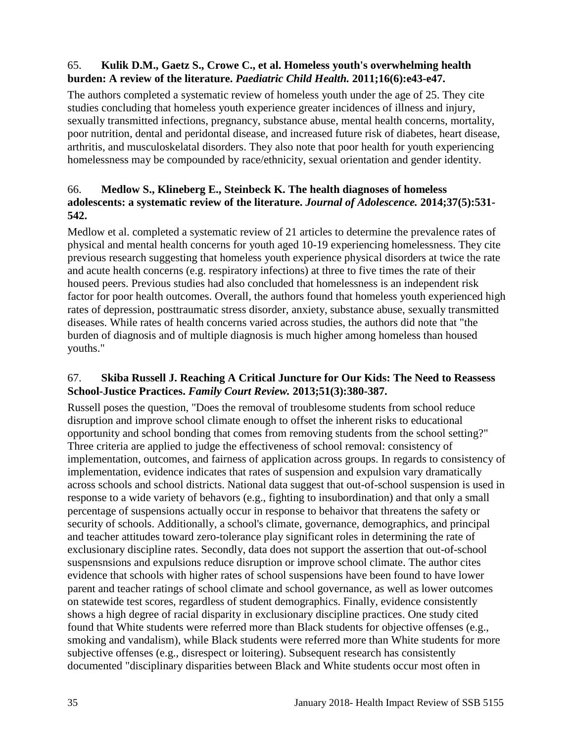65. **Kulik D.M., Gaetz S., Crowe C., et al. Homeless youth's overwhelming health burden: A review of the literature.** ***Paediatric Child Health.*** **2011;16(6):e43-e47.**

The authors completed a systematic review of homeless youth under the age of 25. They cite studies concluding that homeless youth experience greater incidences of illness and injury, sexually transmitted infections, pregnancy, substance abuse, mental health concerns, mortality, poor nutrition, dental and peridontal disease, and increased future risk of diabetes, heart disease, arthritis, and musculoskelatal disorders. They also note that poor health for youth experiencing homelessness may be compounded by race/ethnicity, sexual orientation and gender identity.

66. **Medlow S., Klineberg E., Steinbeck K. The health diagnoses of homeless adolescents: a systematic review of the literature.** ***Journal of Adolescence.*** **2014;37(5):531-542.**

Medlow et al. completed a systematic review of 21 articles to determine the prevalence rates of physical and mental health concerns for youth aged 10-19 experiencing homelessness. They cite previous research suggesting that homeless youth experience physical disorders at twice the rate and acute health concerns (e.g. respiratory infections) at three to five times the rate of their housed peers. Previous studies had also concluded that homelessness is an independent risk factor for poor health outcomes. Overall, the authors found that homeless youth experienced high rates of depression, posttraumatic stress disorder, anxiety, substance abuse, sexually transmitted diseases. While rates of health concerns varied across studies, the authors did note that "the burden of diagnosis and of multiple diagnosis is much higher among homeless than housed youths."

67. **Skiba Russell J. Reaching A Critical Juncture for Our Kids: The Need to Reassess School-Justice Practices.** ***Family Court Review.*** **2013;51(3):380-387.**

Russell poses the question, "Does the removal of troublesome students from school reduce disruption and improve school climate enough to offset the inherent risks to educational opportunity and school bonding that comes from removing students from the school setting?" Three criteria are applied to judge the effectiveness of school removal: consistency of implementation, outcomes, and fairness of application across groups. In regards to consistency of implementation, evidence indicates that rates of suspension and expulsion vary dramatically across schools and school districts. National data suggest that out-of-school suspension is used in response to a wide variety of behavors (e.g., fighting to insubordination) and that only a small percentage of suspensions actually occur in response to behaivor that threatens the safety or security of schools. Additionally, a school's climate, governance, demographics, and principal and teacher attitudes toward zero-tolerance play significant roles in determining the rate of exclusionary discipline rates. Secondly, data does not support the assertion that out-of-school suspensnsions and expulsions reduce disruption or improve school climate. The author cites evidence that schools with higher rates of school suspensions have been found to have lower parent and teacher ratings of school climate and school governance, as well as lower outcomes on statewide test scores, regardless of student demographics. Finally, evidence consistently shows a high degree of racial disparity in exclusionary discipline practices. One study cited found that White students were referred more than Black students for objective offenses (e.g., smoking and vandalism), while Black students were referred more than White students for more subjective offenses (e.g., disrespect or loitering). Subsequent research has consistently documented "disciplinary disparities between Black and White students occur most often in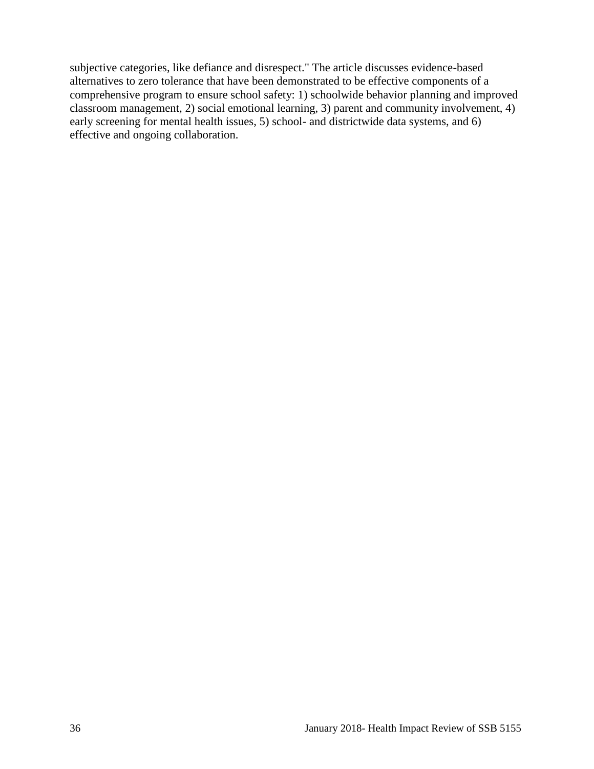subjective categories, like defiance and disrespect." The article discusses evidence-based alternatives to zero tolerance that have been demonstrated to be effective components of a comprehensive program to ensure school safety: 1) schoolwide behavior planning and improved classroom management, 2) social emotional learning, 3) parent and community involvement, 4) early screening for mental health issues, 5) school- and districtwide data systems, and 6) effective and ongoing collaboration.